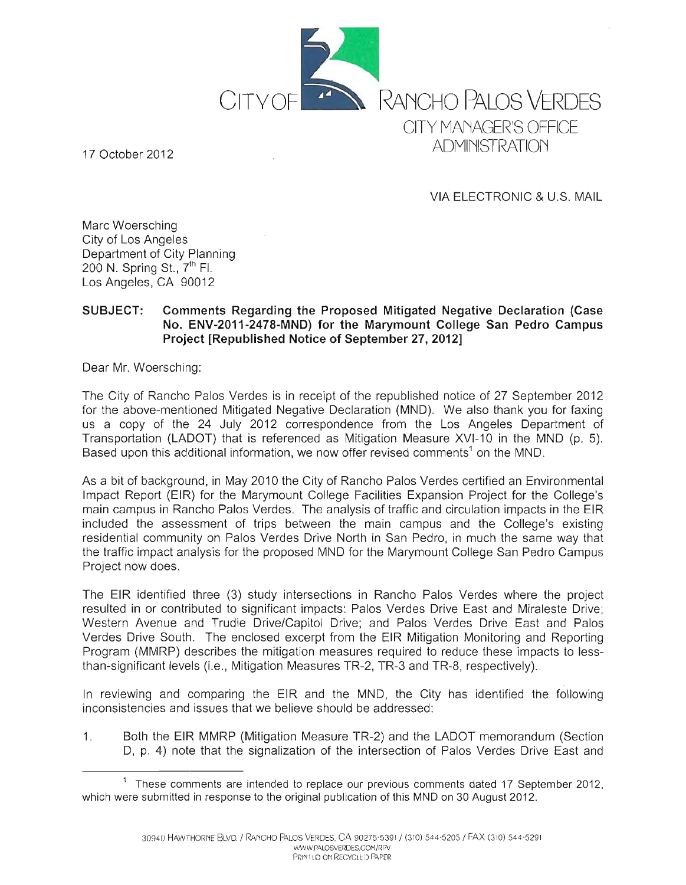# CITY OF RANCHO PALOS VERDES

CITY MANAGER'S OFFICE
ADMINISTRATION

17 October 2012

VIA ELECTRONIC & U.S. MAIL

Marc Woersching
City of Los Angeles
Department of City Planning
200 N. Spring St., 7th Fl.
Los Angeles, CA 90012

**SUBJECT: Comments Regarding the Proposed Mitigated Negative Declaration (Case No. ENV-2011-2478-MND) for the Marymount College San Pedro Campus Project [Republished Notice of September 27, 2012]**

Dear Mr. Woersching:

The City of Rancho Palos Verdes is in receipt of the republished notice of 27 September 2012 for the above-mentioned Mitigated Negative Declaration (MND). We also thank you for faxing us a copy of the 24 July 2012 correspondence from the Los Angeles Department of Transportation (LADOT) that is referenced as Mitigation Measure XVI-10 in the MND (p. 5). Based upon this additional information, we now offer revised comments[1] on the MND.

As a bit of background, in May 2010 the City of Rancho Palos Verdes certified an Environmental Impact Report (EIR) for the Marymount College Facilities Expansion Project for the College's main campus in Rancho Palos Verdes. The analysis of traffic and circulation impacts in the EIR included the assessment of trips between the main campus and the College's existing residential community on Palos Verdes Drive North in San Pedro, in much the same way that the traffic impact analysis for the proposed MND for the Marymount College San Pedro Campus Project now does.

The EIR identified three (3) study intersections in Rancho Palos Verdes where the project resulted in or contributed to significant impacts: Palos Verdes Drive East and Miraleste Drive; Western Avenue and Trudie Drive/Capitol Drive; and Palos Verdes Drive East and Palos Verdes Drive South. The enclosed excerpt from the EIR Mitigation Monitoring and Reporting Program (MMRP) describes the mitigation measures required to reduce these impacts to less-than-significant levels (i.e., Mitigation Measures TR-2, TR-3 and TR-8, respectively).

In reviewing and comparing the EIR and the MND, the City has identified the following inconsistencies and issues that we believe should be addressed:

1. Both the EIR MMRP (Mitigation Measure TR-2) and the LADOT memorandum (Section D, p. 4) note that the signalization of the intersection of Palos Verdes Drive East and

---

[1] These comments are intended to replace our previous comments dated 17 September 2012, which were submitted in response to the original publication of this MND on 30 August 2012.

30940 HAWTHORNE BLVD. / RANCHO PALOS VERDES, CA 90275-5391 / (310) 544-5205 / FAX (310) 544-5291
WWW.PALOSVERDES.COM/RPV
PRINTED ON RECYCLED PAPER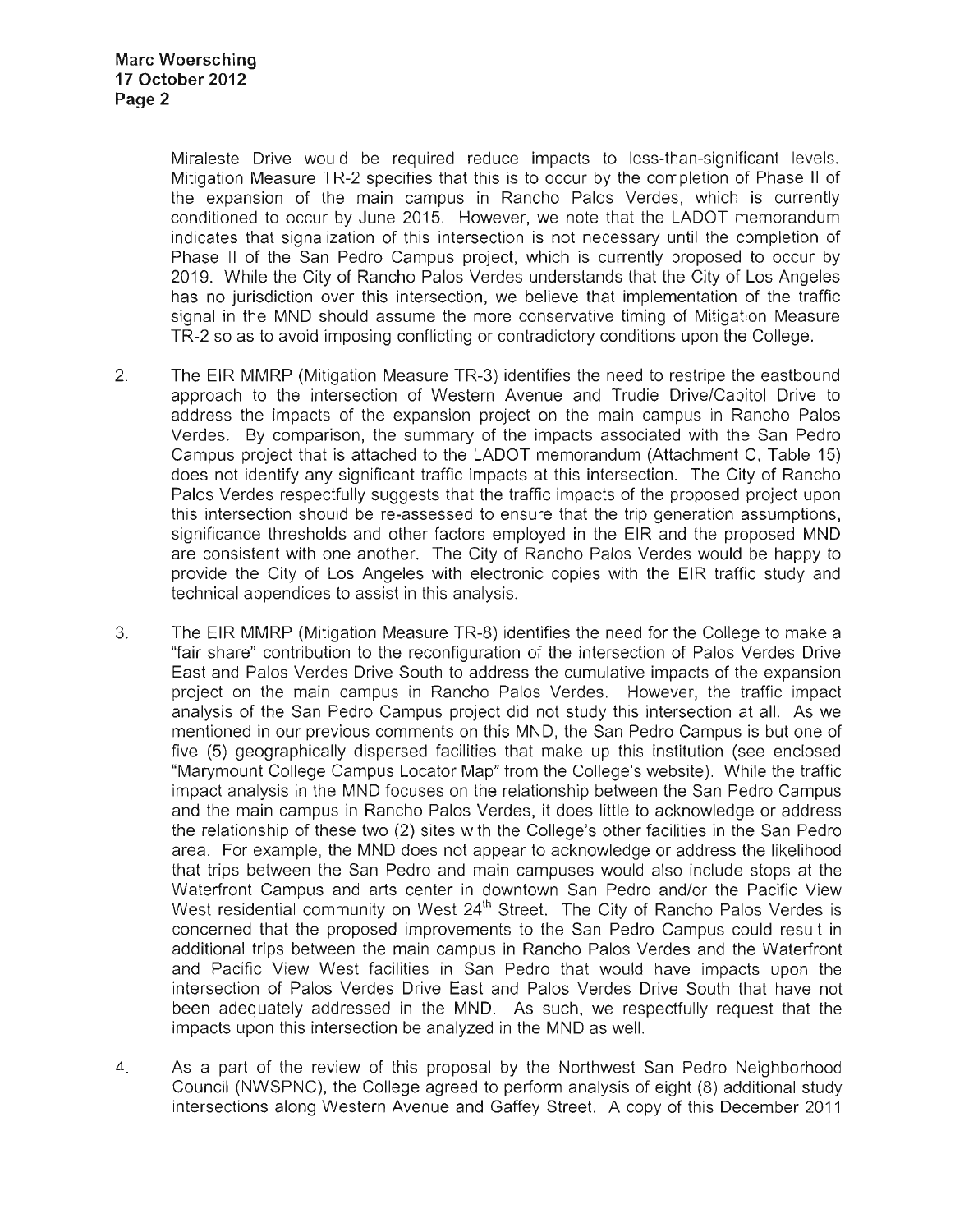Miraleste Drive would be required reduce impacts to less-than-significant levels. Mitigation Measure TR-2 specifies that this is to occur by the completion of Phase II of the expansion of the main campus in Rancho Palos Verdes, which is currently conditioned to occur by June 2015. However, we note that the LADOT memorandum indicates that signalization of this intersection is not necessary until the completion of Phase II of the San Pedro Campus project, which is currently proposed to occur by 2019. While the City of Rancho Palos Verdes understands that the City of Los Angeles has no jurisdiction over this intersection, we believe that implementation of the traffic signal in the MND should assume the more conservative timing of Mitigation Measure TR-2 so as to avoid imposing conflicting or contradictory conditions upon the College.

2. The EIR MMRP (Mitigation Measure TR-3) identifies the need to restripe the eastbound approach to the intersection of Western Avenue and Trudie Drive/Capitol Drive to address the impacts of the expansion project on the main campus in Rancho Palos Verdes. By comparison, the summary of the impacts associated with the San Pedro Campus project that is attached to the LADOT memorandum (Attachment C, Table 15) does not identify any significant traffic impacts at this intersection. The City of Rancho Palos Verdes respectfully suggests that the traffic impacts of the proposed project upon this intersection should be re-assessed to ensure that the trip generation assumptions, significance thresholds and other factors employed in the EIR and the proposed MND are consistent with one another. The City of Rancho Palos Verdes would be happy to provide the City of Los Angeles with electronic copies with the EIR traffic study and technical appendices to assist in this analysis.

3. The EIR MMRP (Mitigation Measure TR-8) identifies the need for the College to make a "fair share" contribution to the reconfiguration of the intersection of Palos Verdes Drive East and Palos Verdes Drive South to address the cumulative impacts of the expansion project on the main campus in Rancho Palos Verdes. However, the traffic impact analysis of the San Pedro Campus project did not study this intersection at all. As we mentioned in our previous comments on this MND, the San Pedro Campus is but one of five (5) geographically dispersed facilities that make up this institution (see enclosed "Marymount College Campus Locator Map" from the College's website). While the traffic impact analysis in the MND focuses on the relationship between the San Pedro Campus and the main campus in Rancho Palos Verdes, it does little to acknowledge or address the relationship of these two (2) sites with the College's other facilities in the San Pedro area. For example, the MND does not appear to acknowledge or address the likelihood that trips between the San Pedro and main campuses would also include stops at the Waterfront Campus and arts center in downtown San Pedro and/or the Pacific View West residential community on West 24th Street. The City of Rancho Palos Verdes is concerned that the proposed improvements to the San Pedro Campus could result in additional trips between the main campus in Rancho Palos Verdes and the Waterfront and Pacific View West facilities in San Pedro that would have impacts upon the intersection of Palos Verdes Drive East and Palos Verdes Drive South that have not been adequately addressed in the MND. As such, we respectfully request that the impacts upon this intersection be analyzed in the MND as well.

4. As a part of the review of this proposal by the Northwest San Pedro Neighborhood Council (NWSPNC), the College agreed to perform analysis of eight (8) additional study intersections along Western Avenue and Gaffey Street. A copy of this December 2011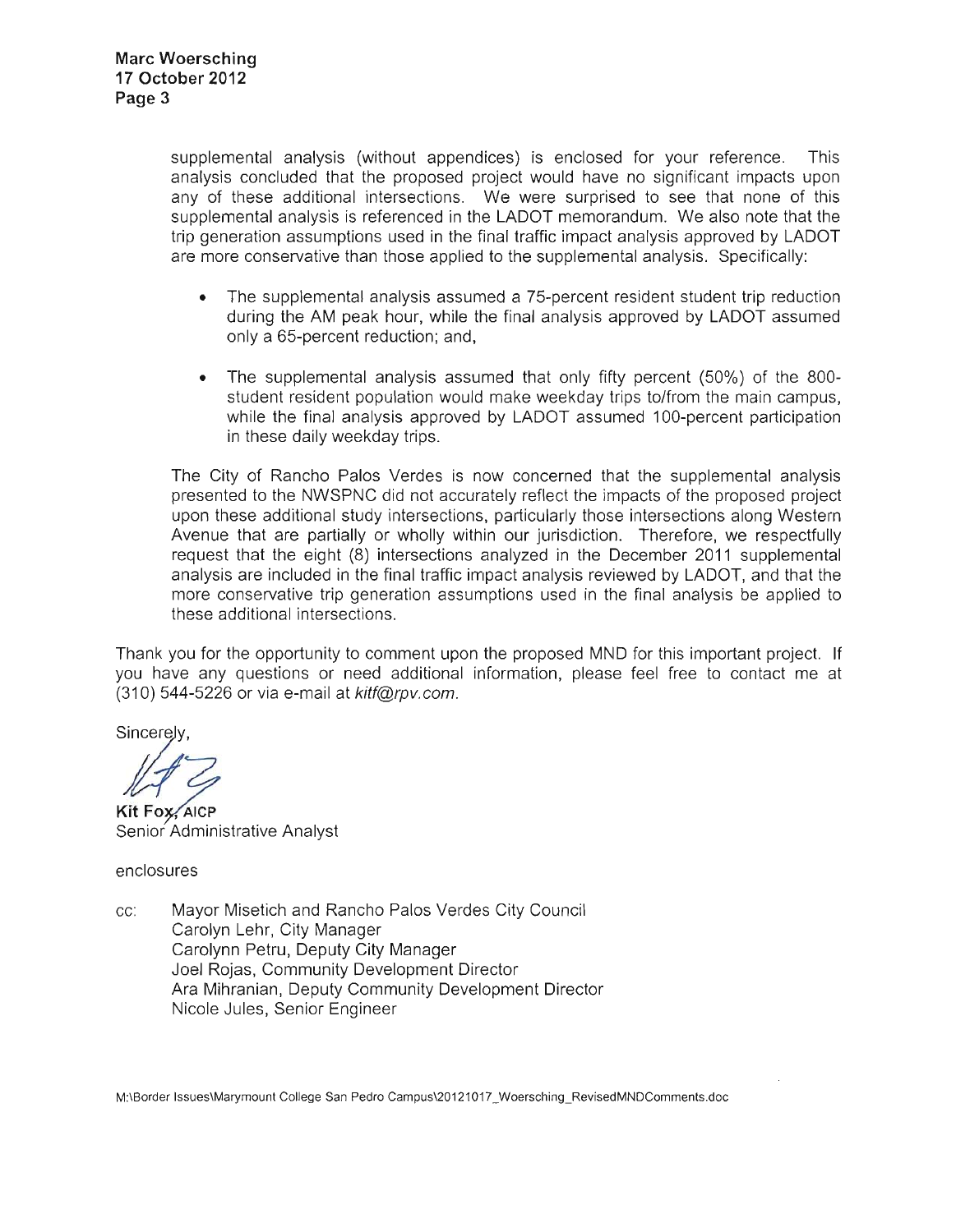supplemental analysis (without appendices) is enclosed for your reference. This analysis concluded that the proposed project would have no significant impacts upon any of these additional intersections. We were surprised to see that none of this supplemental analysis is referenced in the LADOT memorandum. We also note that the trip generation assumptions used in the final traffic impact analysis approved by LADOT are more conservative than those applied to the supplemental analysis. Specifically:

- The supplemental analysis assumed a 75-percent resident student trip reduction during the AM peak hour, while the final analysis approved by LADOT assumed only a 65-percent reduction; and,
- The supplemental analysis assumed that only fifty percent (50%) of the 800-student resident population would make weekday trips to/from the main campus, while the final analysis approved by LADOT assumed 100-percent participation in these daily weekday trips.

The City of Rancho Palos Verdes is now concerned that the supplemental analysis presented to the NWSPNC did not accurately reflect the impacts of the proposed project upon these additional study intersections, particularly those intersections along Western Avenue that are partially or wholly within our jurisdiction. Therefore, we respectfully request that the eight (8) intersections analyzed in the December 2011 supplemental analysis are included in the final traffic impact analysis reviewed by LADOT, and that the more conservative trip generation assumptions used in the final analysis be applied to these additional intersections.

Thank you for the opportunity to comment upon the proposed MND for this important project. If you have any questions or need additional information, please feel free to contact me at (310) 544-5226 or via e-mail at *kitf@rpv.com*.

Sincerely,

**Kit Fox, AICP**
Senior Administrative Analyst

enclosures

cc: Mayor Misetich and Rancho Palos Verdes City Council
Carolyn Lehr, City Manager
Carolynn Petru, Deputy City Manager
Joel Rojas, Community Development Director
Ara Mihranian, Deputy Community Development Director
Nicole Jules, Senior Engineer

M:\Border Issues\Marymount College San Pedro Campus\20121017_Woersching_RevisedMNDComments.doc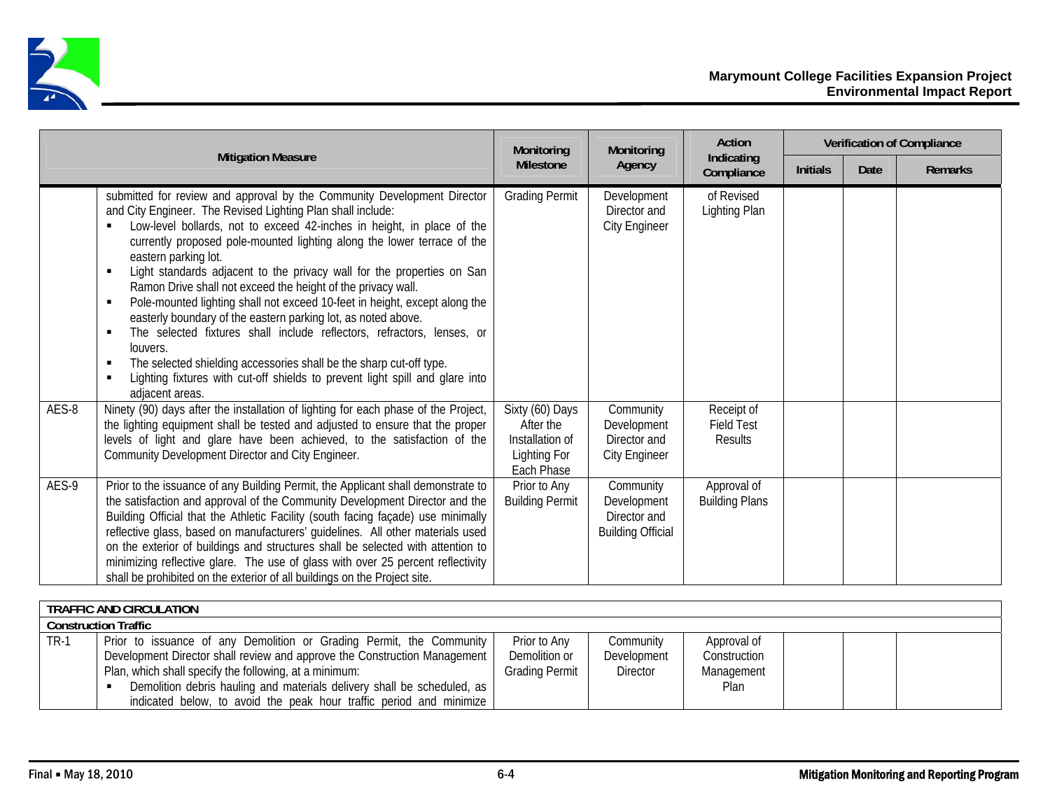| | Mitigation Measure | Monitoring Milestone | Monitoring Agency | Action Indicating Compliance | Verification of Compliance | | |
|---|---|---|---|---|---|---|---|
| | | | | | Initials | Date | Remarks |
| | submitted for review and approval by the Community Development Director and City Engineer. The Revised Lighting Plan shall include:<br>▪ Low-level bollards, not to exceed 42-inches in height, in place of the currently proposed pole-mounted lighting along the lower terrace of the eastern parking lot.<br>▪ Light standards adjacent to the privacy wall for the properties on San Ramon Drive shall not exceed the height of the privacy wall.<br>▪ Pole-mounted lighting shall not exceed 10-feet in height, except along the easterly boundary of the eastern parking lot, as noted above.<br>▪ The selected fixtures shall include reflectors, refractors, lenses, or louvers.<br>▪ The selected shielding accessories shall be the sharp cut-off type.<br>▪ Lighting fixtures with cut-off shields to prevent light spill and glare into adjacent areas. | Grading Permit | Development Director and City Engineer | of Revised Lighting Plan | | | |
| AES-8 | Ninety (90) days after the installation of lighting for each phase of the Project, the lighting equipment shall be tested and adjusted to ensure that the proper levels of light and glare have been achieved, to the satisfaction of the Community Development Director and City Engineer. | Sixty (60) Days After the Installation of Lighting For Each Phase | Community Development Director and City Engineer | Receipt of Field Test Results | | | |
| AES-9 | Prior to the issuance of any Building Permit, the Applicant shall demonstrate to the satisfaction and approval of the Community Development Director and the Building Official that the Athletic Facility (south facing façade) use minimally reflective glass, based on manufacturers' guidelines. All other materials used on the exterior of buildings and structures shall be selected with attention to minimizing reflective glare. The use of glass with over 25 percent reflectivity shall be prohibited on the exterior of all buildings on the Project site. | Prior to Any Building Permit | Community Development Director and Building Official | Approval of Building Plans | | | |

| **TRAFFIC AND CIRCULATION** | | | | | | | |
|---|---|---|---|---|---|---|---|
| **Construction Traffic** | | | | | | | |
| TR-1 | Prior to issuance of any Demolition or Grading Permit, the Community Development Director shall review and approve the Construction Management Plan, which shall specify the following, at a minimum:<br>▪ Demolition debris hauling and materials delivery shall be scheduled, as indicated below, to avoid the peak hour traffic period and minimize | Prior to Any Demolition or Grading Permit | Community Development Director | Approval of Construction Management Plan | | | |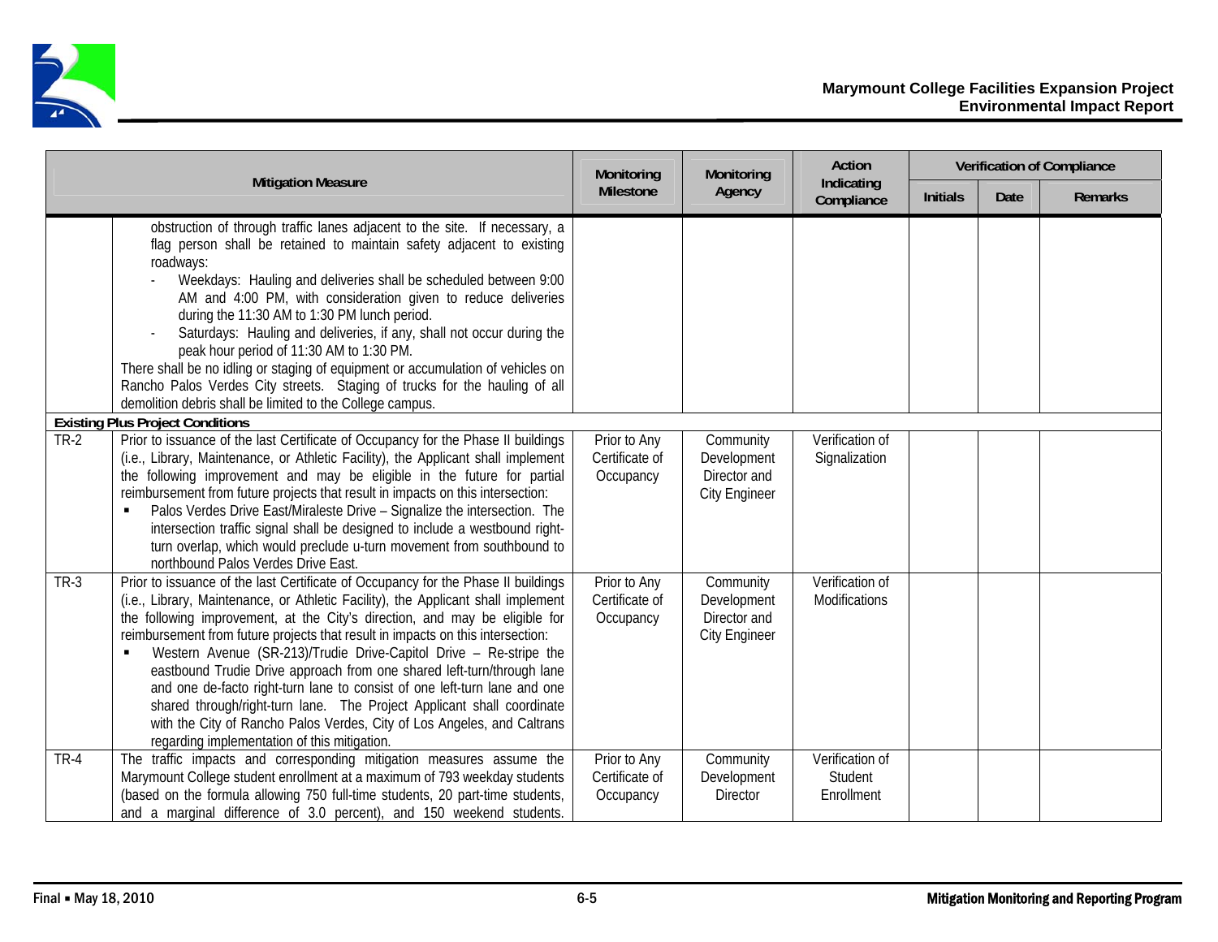| Mitigation Measure | | Monitoring Milestone | Monitoring Agency | Action Indicating Compliance | Verification of Compliance | | |
|---|---|---|---|---|---|---|---|
| | | | | | Initials | Date | Remarks |
| | obstruction of through traffic lanes adjacent to the site. If necessary, a flag person shall be retained to maintain safety adjacent to existing roadways:<br>- Weekdays: Hauling and deliveries shall be scheduled between 9:00 AM and 4:00 PM, with consideration given to reduce deliveries during the 11:30 AM to 1:30 PM lunch period.<br>- Saturdays: Hauling and deliveries, if any, shall not occur during the peak hour period of 11:30 AM to 1:30 PM.<br>There shall be no idling or staging of equipment or accumulation of vehicles on Rancho Palos Verdes City streets. Staging of trucks for the hauling of all demolition debris shall be limited to the College campus. | | | | | | |
| **Existing Plus Project Conditions** | | | | | | | |
| TR-2 | Prior to issuance of the last Certificate of Occupancy for the Phase II buildings (i.e., Library, Maintenance, or Athletic Facility), the Applicant shall implement the following improvement and may be eligible in the future for partial reimbursement from future projects that result in impacts on this intersection:<br>▪ Palos Verdes Drive East/Miraleste Drive – Signalize the intersection. The intersection traffic signal shall be designed to include a westbound right-turn overlap, which would preclude u-turn movement from southbound to northbound Palos Verdes Drive East. | Prior to Any Certificate of Occupancy | Community Development Director and City Engineer | Verification of Signalization | | | |
| TR-3 | Prior to issuance of the last Certificate of Occupancy for the Phase II buildings (i.e., Library, Maintenance, or Athletic Facility), the Applicant shall implement the following improvement, at the City's direction, and may be eligible for reimbursement from future projects that result in impacts on this intersection:<br>▪ Western Avenue (SR-213)/Trudie Drive-Capitol Drive – Re-stripe the eastbound Trudie Drive approach from one shared left-turn/through lane and one de-facto right-turn lane to consist of one left-turn lane and one shared through/right-turn lane. The Project Applicant shall coordinate with the City of Rancho Palos Verdes, City of Los Angeles, and Caltrans regarding implementation of this mitigation. | Prior to Any Certificate of Occupancy | Community Development Director and City Engineer | Verification of Modifications | | | |
| TR-4 | The traffic impacts and corresponding mitigation measures assume the Marymount College student enrollment at a maximum of 793 weekday students (based on the formula allowing 750 full-time students, 20 part-time students, and a marginal difference of 3.0 percent), and 150 weekend students. | Prior to Any Certificate of Occupancy | Community Development Director | Verification of Student Enrollment | | | |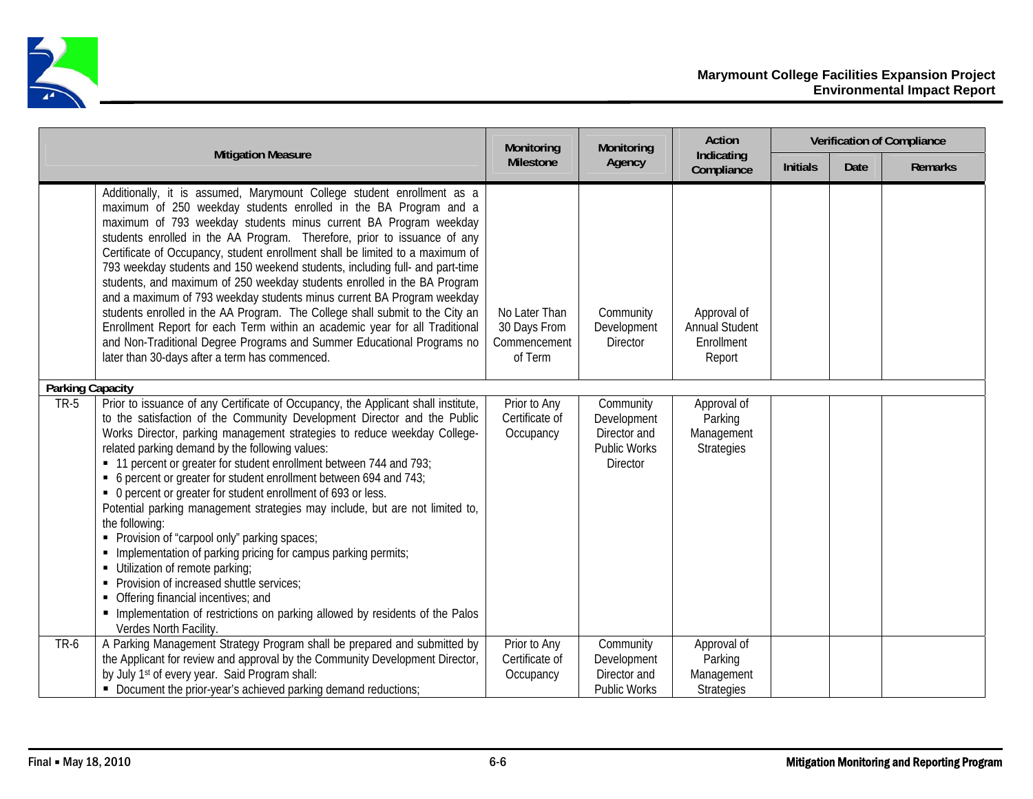| Mitigation Measure | | Monitoring Milestone | Monitoring Agency | Action Indicating Compliance | Verification of Compliance | | |
|---|---|---|---|---|---|---|---|
| | | | | | Initials | Date | Remarks |
| | Additionally, it is assumed, Marymount College student enrollment as a maximum of 250 weekday students enrolled in the BA Program and a maximum of 793 weekday students minus current BA Program weekday students enrolled in the AA Program. Therefore, prior to issuance of any Certificate of Occupancy, student enrollment shall be limited to a maximum of 793 weekday students and 150 weekend students, including full- and part-time students, and maximum of 250 weekday students enrolled in the BA Program and a maximum of 793 weekday students minus current BA Program weekday students enrolled in the AA Program. The College shall submit to the City an Enrollment Report for each Term within an academic year for all Traditional and Non-Traditional Degree Programs and Summer Educational Programs no later than 30-days after a term has commenced. | No Later Than 30 Days From Commencement of Term | Community Development Director | Approval of Annual Student Enrollment Report | | | |
| **Parking Capacity** | | | | | | | |
| TR-5 | Prior to issuance of any Certificate of Occupancy, the Applicant shall institute, to the satisfaction of the Community Development Director and the Public Works Director, parking management strategies to reduce weekday College-related parking demand by the following values:<br>▪ 11 percent or greater for student enrollment between 744 and 793;<br>▪ 6 percent or greater for student enrollment between 694 and 743;<br>▪ 0 percent or greater for student enrollment of 693 or less.<br>Potential parking management strategies may include, but are not limited to, the following:<br>▪ Provision of "carpool only" parking spaces;<br>▪ Implementation of parking pricing for campus parking permits;<br>▪ Utilization of remote parking;<br>▪ Provision of increased shuttle services;<br>▪ Offering financial incentives; and<br>▪ Implementation of restrictions on parking allowed by residents of the Palos Verdes North Facility. | Prior to Any Certificate of Occupancy | Community Development Director and Public Works Director | Approval of Parking Management Strategies | | | |
| TR-6 | A Parking Management Strategy Program shall be prepared and submitted by the Applicant for review and approval by the Community Development Director, by July 1st of every year. Said Program shall:<br>▪ Document the prior-year's achieved parking demand reductions; | Prior to Any Certificate of Occupancy | Community Development Director and Public Works | Approval of Parking Management Strategies | | | |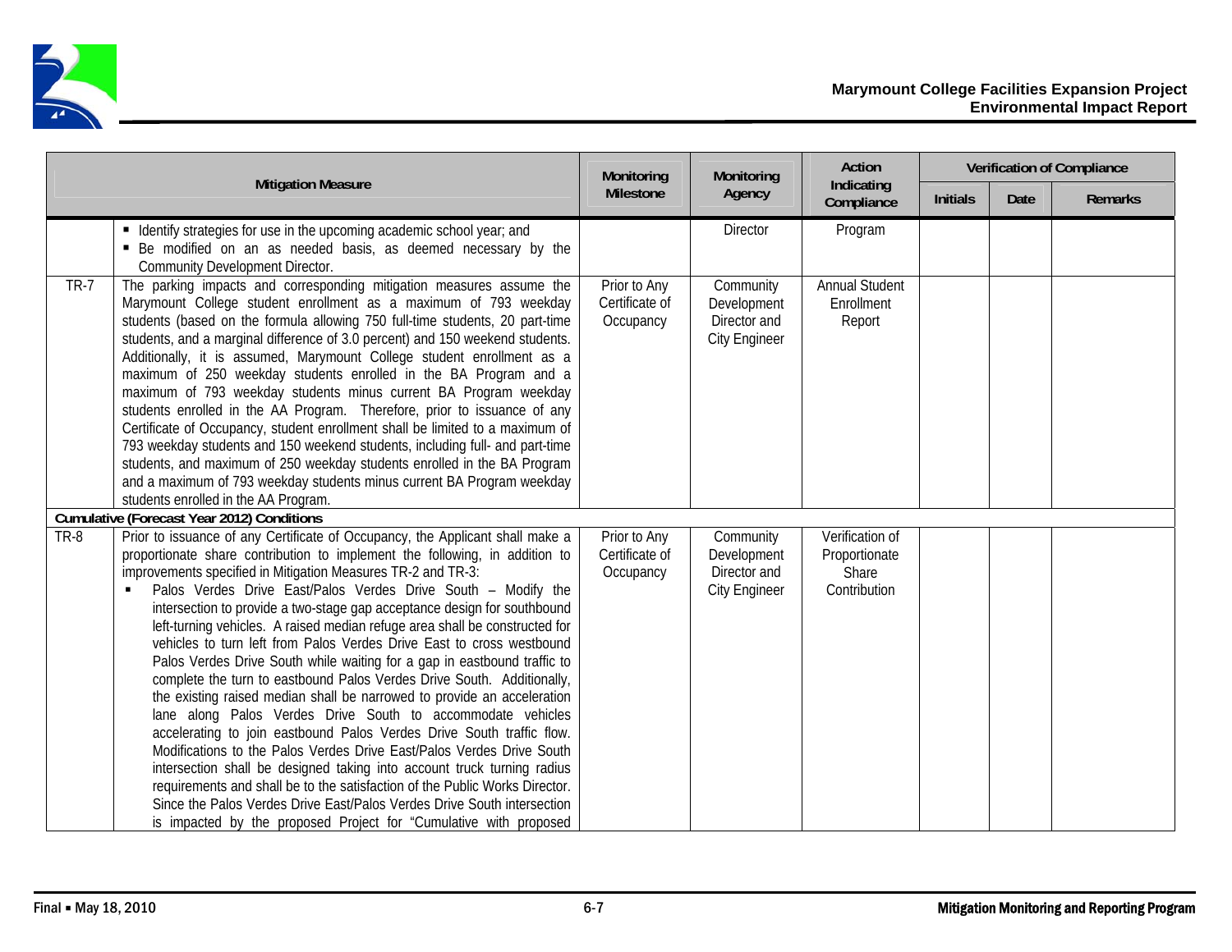| | Mitigation Measure | Monitoring Milestone | Monitoring Agency | Action Indicating Compliance | Verification of Compliance | | |
|---|---|---|---|---|---|---|---|
| | | | | | Initials | Date | Remarks |
| | ▪ Identify strategies for use in the upcoming academic school year; and<br>▪ Be modified on an as needed basis, as deemed necessary by the Community Development Director. | | Director | Program | | | |
| TR-7 | The parking impacts and corresponding mitigation measures assume the Marymount College student enrollment as a maximum of 793 weekday students (based on the formula allowing 750 full-time students, 20 part-time students, and a marginal difference of 3.0 percent) and 150 weekend students. Additionally, it is assumed, Marymount College student enrollment as a maximum of 250 weekday students enrolled in the BA Program and a maximum of 793 weekday students minus current BA Program weekday students enrolled in the AA Program. Therefore, prior to issuance of any Certificate of Occupancy, student enrollment shall be limited to a maximum of 793 weekday students and 150 weekend students, including full- and part-time students, and maximum of 250 weekday students enrolled in the BA Program and a maximum of 793 weekday students minus current BA Program weekday students enrolled in the AA Program. | Prior to Any Certificate of Occupancy | Community Development Director and City Engineer | Annual Student Enrollment Report | | | |
| **Cumulative (Forecast Year 2012) Conditions** | | | | | | | |
| TR-8 | Prior to issuance of any Certificate of Occupancy, the Applicant shall make a proportionate share contribution to implement the following, in addition to improvements specified in Mitigation Measures TR-2 and TR-3:<br>▪ Palos Verdes Drive East/Palos Verdes Drive South – Modify the intersection to provide a two-stage gap acceptance design for southbound left-turning vehicles. A raised median refuge area shall be constructed for vehicles to turn left from Palos Verdes Drive East to cross westbound Palos Verdes Drive South while waiting for a gap in eastbound traffic to complete the turn to eastbound Palos Verdes Drive South. Additionally, the existing raised median shall be narrowed to provide an acceleration lane along Palos Verdes Drive South to accommodate vehicles accelerating to join eastbound Palos Verdes Drive South traffic flow. Modifications to the Palos Verdes Drive East/Palos Verdes Drive South intersection shall be designed taking into account truck turning radius requirements and shall be to the satisfaction of the Public Works Director. Since the Palos Verdes Drive East/Palos Verdes Drive South intersection is impacted by the proposed Project for "Cumulative with proposed | Prior to Any Certificate of Occupancy | Community Development Director and City Engineer | Verification of Proportionate Share Contribution | | | |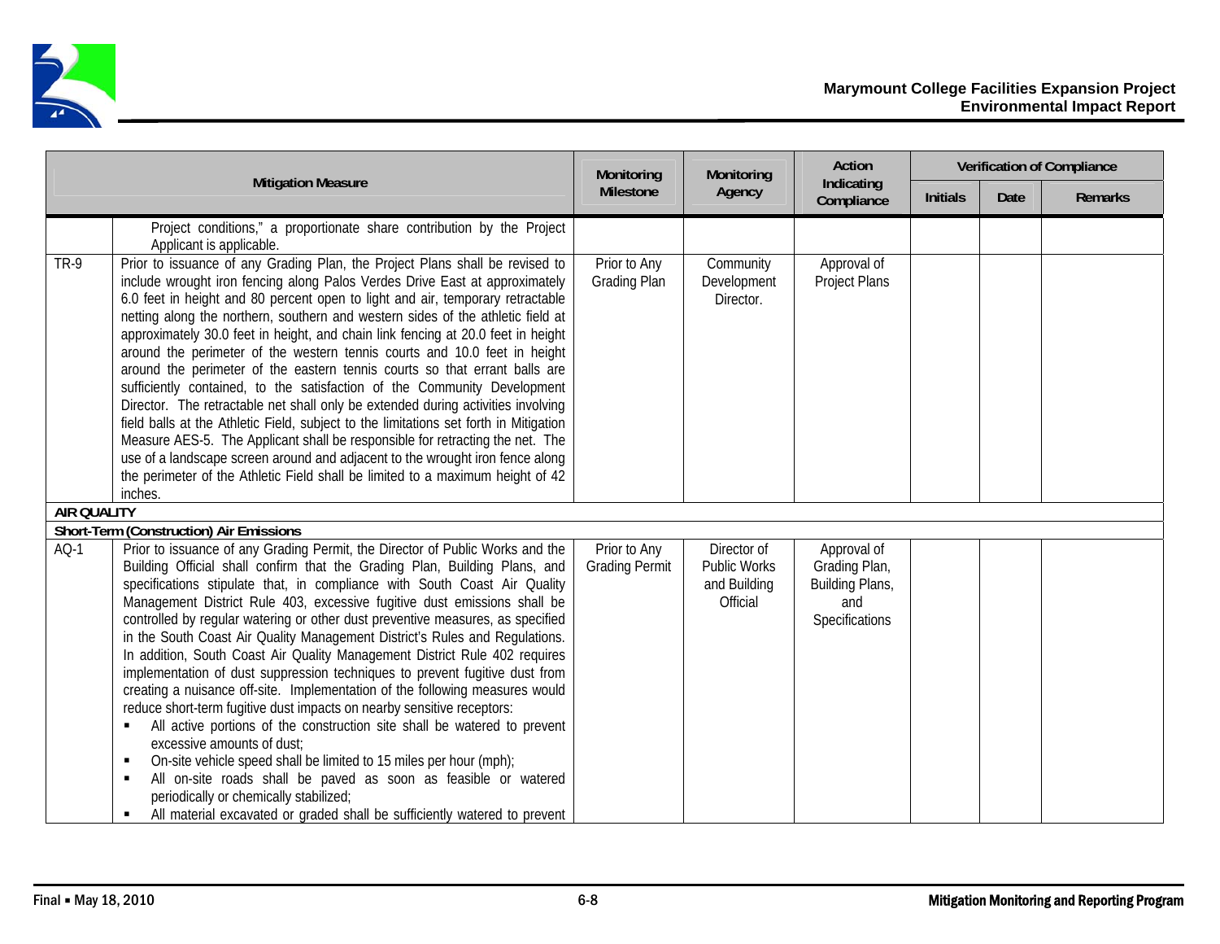| Mitigation Measure | | Monitoring Milestone | Monitoring Agency | Action Indicating Compliance | Verification of Compliance | | |
|---|---|---|---|---|---|---|---|
| | | | | | Initials | Date | Remarks |
| | Project conditions," a proportionate share contribution by the Project Applicant is applicable. | | | | | | |
| TR-9 | Prior to issuance of any Grading Plan, the Project Plans shall be revised to include wrought iron fencing along Palos Verdes Drive East at approximately 6.0 feet in height and 80 percent open to light and air, temporary retractable netting along the northern, southern and western sides of the athletic field at approximately 30.0 feet in height, and chain link fencing at 20.0 feet in height around the perimeter of the western tennis courts and 10.0 feet in height around the perimeter of the eastern tennis courts so that errant balls are sufficiently contained, to the satisfaction of the Community Development Director. The retractable net shall only be extended during activities involving field balls at the Athletic Field, subject to the limitations set forth in Mitigation Measure AES-5. The Applicant shall be responsible for retracting the net. The use of a landscape screen around and adjacent to the wrought iron fence along the perimeter of the Athletic Field shall be limited to a maximum height of 42 inches. | Prior to Any Grading Plan | Community Development Director. | Approval of Project Plans | | | |
| **AIR QUALITY** | | | | | | | |
| **Short-Term (Construction) Air Emissions** | | | | | | | |
| AQ-1 | Prior to issuance of any Grading Permit, the Director of Public Works and the Building Official shall confirm that the Grading Plan, Building Plans, and specifications stipulate that, in compliance with South Coast Air Quality Management District Rule 403, excessive fugitive dust emissions shall be controlled by regular watering or other dust preventive measures, as specified in the South Coast Air Quality Management District's Rules and Regulations. In addition, South Coast Air Quality Management District Rule 402 requires implementation of dust suppression techniques to prevent fugitive dust from creating a nuisance off-site. Implementation of the following measures would reduce short-term fugitive dust impacts on nearby sensitive receptors:<br>▪ All active portions of the construction site shall be watered to prevent excessive amounts of dust;<br>▪ On-site vehicle speed shall be limited to 15 miles per hour (mph);<br>▪ All on-site roads shall be paved as soon as feasible or watered periodically or chemically stabilized;<br>▪ All material excavated or graded shall be sufficiently watered to prevent | Prior to Any Grading Permit | Director of Public Works and Building Official | Approval of Grading Plan, Building Plans, and Specifications | | | |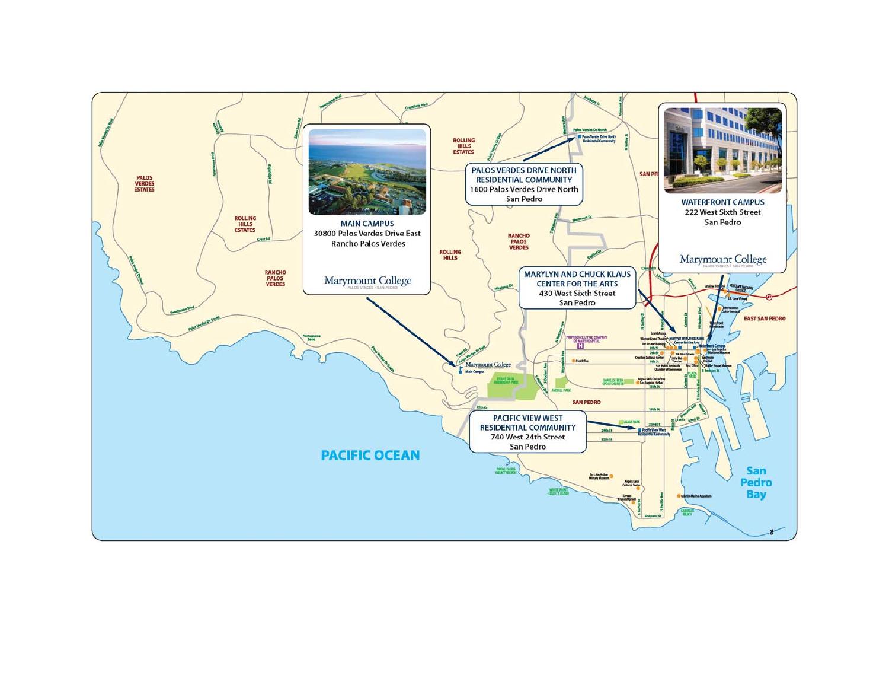## MAIN CAMPUS

30800 Palos Verdes Drive East
Rancho Palos Verdes

Marymount College

## PALOS VERDES DRIVE NORTH RESIDENTIAL COMMUNITY

1600 Palos Verdes Drive North
San Pedro

## WATERFRONT CAMPUS

222 West Sixth Street
San Pedro

Marymount College

## MARYLYN AND CHUCK KLAUS CENTER FOR THE ARTS

430 West Sixth Street
San Pedro

## PACIFIC VIEW WEST RESIDENTIAL COMMUNITY

740 West 24th Street
San Pedro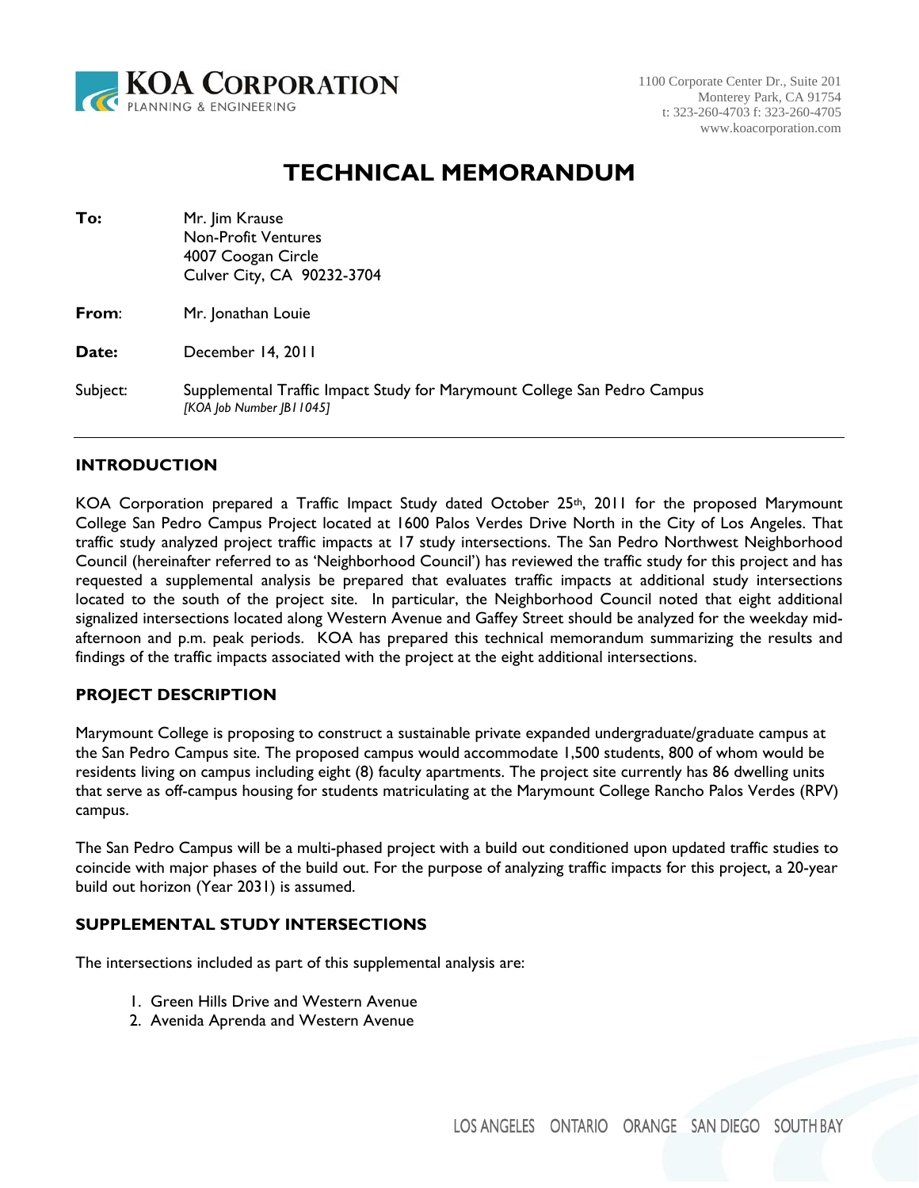# TECHNICAL MEMORANDUM

**To:** Mr. Jim Krause
Non-Profit Ventures
4007 Coogan Circle
Culver City, CA 90232-3704

**From**: Mr. Jonathan Louie

**Date:** December 14, 2011

Subject: Supplemental Traffic Impact Study for Marymount College San Pedro Campus
*[KOA Job Number JB11045]*

## INTRODUCTION

KOA Corporation prepared a Traffic Impact Study dated October 25th, 2011 for the proposed Marymount College San Pedro Campus Project located at 1600 Palos Verdes Drive North in the City of Los Angeles. That traffic study analyzed project traffic impacts at 17 study intersections. The San Pedro Northwest Neighborhood Council (hereinafter referred to as 'Neighborhood Council') has reviewed the traffic study for this project and has requested a supplemental analysis be prepared that evaluates traffic impacts at additional study intersections located to the south of the project site. In particular, the Neighborhood Council noted that eight additional signalized intersections located along Western Avenue and Gaffey Street should be analyzed for the weekday mid-afternoon and p.m. peak periods. KOA has prepared this technical memorandum summarizing the results and findings of the traffic impacts associated with the project at the eight additional intersections.

## PROJECT DESCRIPTION

Marymount College is proposing to construct a sustainable private expanded undergraduate/graduate campus at the San Pedro Campus site. The proposed campus would accommodate 1,500 students, 800 of whom would be residents living on campus including eight (8) faculty apartments. The project site currently has 86 dwelling units that serve as off-campus housing for students matriculating at the Marymount College Rancho Palos Verdes (RPV) campus.

The San Pedro Campus will be a multi-phased project with a build out conditioned upon updated traffic studies to coincide with major phases of the build out. For the purpose of analyzing traffic impacts for this project, a 20-year build out horizon (Year 2031) is assumed.

## SUPPLEMENTAL STUDY INTERSECTIONS

The intersections included as part of this supplemental analysis are:

1. Green Hills Drive and Western Avenue
2. Avenida Aprenda and Western Avenue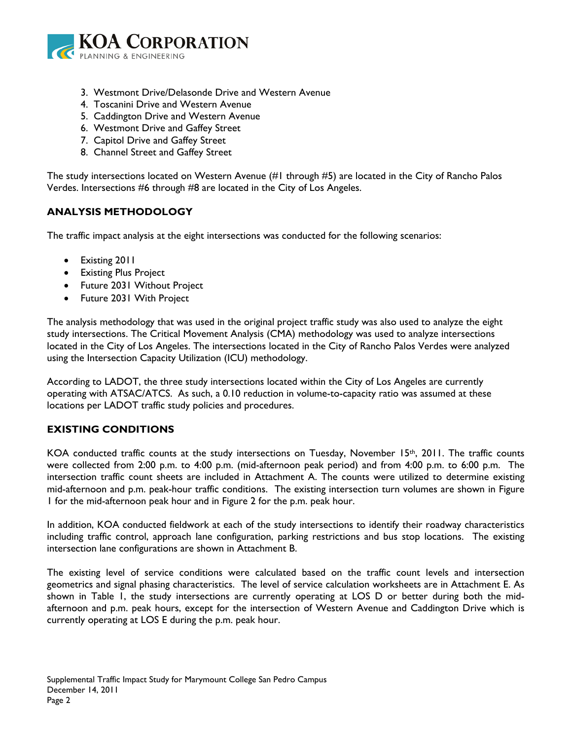3. Westmont Drive/Delasonde Drive and Western Avenue
4. Toscanini Drive and Western Avenue
5. Caddington Drive and Western Avenue
6. Westmont Drive and Gaffey Street
7. Capitol Drive and Gaffey Street
8. Channel Street and Gaffey Street

The study intersections located on Western Avenue (#1 through #5) are located in the City of Rancho Palos Verdes. Intersections #6 through #8 are located in the City of Los Angeles.

## ANALYSIS METHODOLOGY

The traffic impact analysis at the eight intersections was conducted for the following scenarios:

- Existing 2011
- Existing Plus Project
- Future 2031 Without Project
- Future 2031 With Project

The analysis methodology that was used in the original project traffic study was also used to analyze the eight study intersections. The Critical Movement Analysis (CMA) methodology was used to analyze intersections located in the City of Los Angeles. The intersections located in the City of Rancho Palos Verdes were analyzed using the Intersection Capacity Utilization (ICU) methodology.

According to LADOT, the three study intersections located within the City of Los Angeles are currently operating with ATSAC/ATCS. As such, a 0.10 reduction in volume-to-capacity ratio was assumed at these locations per LADOT traffic study policies and procedures.

## EXISTING CONDITIONS

KOA conducted traffic counts at the study intersections on Tuesday, November 15th, 2011. The traffic counts were collected from 2:00 p.m. to 4:00 p.m. (mid-afternoon peak period) and from 4:00 p.m. to 6:00 p.m. The intersection traffic count sheets are included in Attachment A. The counts were utilized to determine existing mid-afternoon and p.m. peak-hour traffic conditions. The existing intersection turn volumes are shown in Figure 1 for the mid-afternoon peak hour and in Figure 2 for the p.m. peak hour.

In addition, KOA conducted fieldwork at each of the study intersections to identify their roadway characteristics including traffic control, approach lane configuration, parking restrictions and bus stop locations. The existing intersection lane configurations are shown in Attachment B.

The existing level of service conditions were calculated based on the traffic count levels and intersection geometrics and signal phasing characteristics. The level of service calculation worksheets are in Attachment E. As shown in Table 1, the study intersections are currently operating at LOS D or better during both the mid-afternoon and p.m. peak hours, except for the intersection of Western Avenue and Caddington Drive which is currently operating at LOS E during the p.m. peak hour.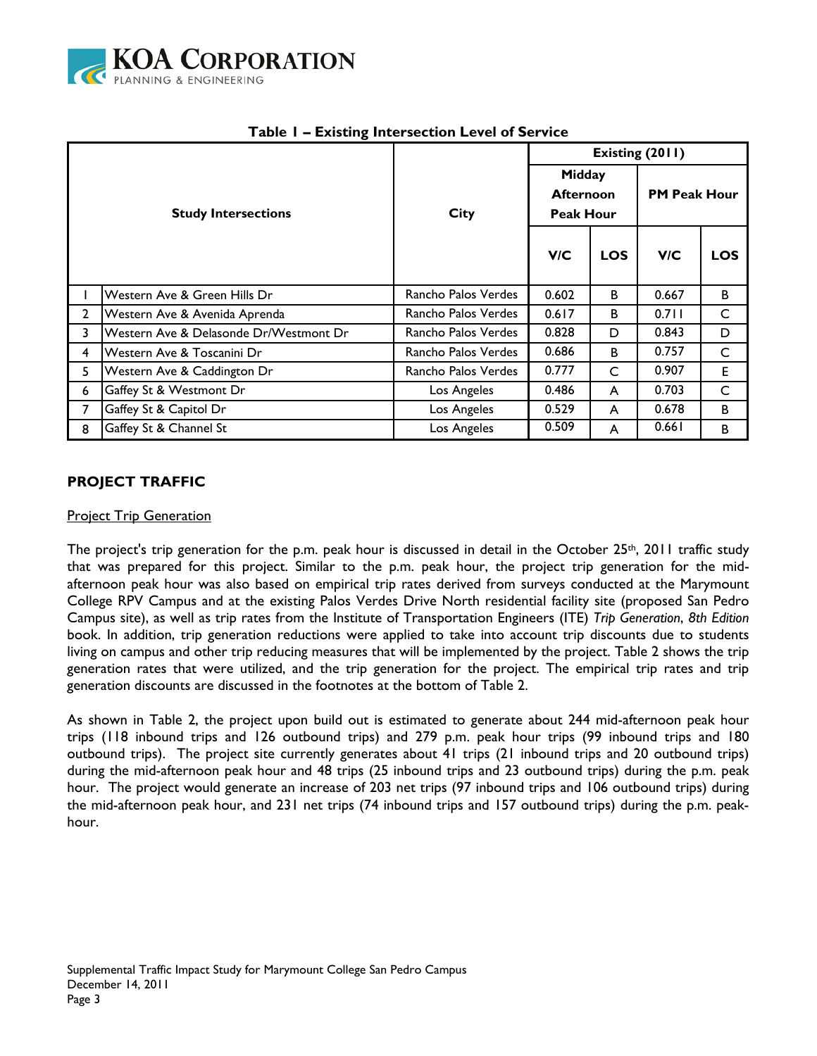**Table 1 – Existing Intersection Level of Service**

| | Study Intersections | City | Existing (2011) | | | |
|---|---|---|---|---|---|---|
| | | | Midday Afternoon Peak Hour | | PM Peak Hour | |
| | | | V/C | LOS | V/C | LOS |
| 1 | Western Ave & Green Hills Dr | Rancho Palos Verdes | 0.602 | B | 0.667 | B |
| 2 | Western Ave & Avenida Aprenda | Rancho Palos Verdes | 0.617 | B | 0.711 | C |
| 3 | Western Ave & Delasonde Dr/Westmont Dr | Rancho Palos Verdes | 0.828 | D | 0.843 | D |
| 4 | Western Ave & Toscanini Dr | Rancho Palos Verdes | 0.686 | B | 0.757 | C |
| 5 | Western Ave & Caddington Dr | Rancho Palos Verdes | 0.777 | C | 0.907 | E |
| 6 | Gaffey St & Westmont Dr | Los Angeles | 0.486 | A | 0.703 | C |
| 7 | Gaffey St & Capitol Dr | Los Angeles | 0.529 | A | 0.678 | B |
| 8 | Gaffey St & Channel St | Los Angeles | 0.509 | A | 0.661 | B |

## PROJECT TRAFFIC

Project Trip Generation

The project's trip generation for the p.m. peak hour is discussed in detail in the October 25th, 2011 traffic study that was prepared for this project. Similar to the p.m. peak hour, the project trip generation for the mid-afternoon peak hour was also based on empirical trip rates derived from surveys conducted at the Marymount College RPV Campus and at the existing Palos Verdes Drive North residential facility site (proposed San Pedro Campus site), as well as trip rates from the Institute of Transportation Engineers (ITE) *Trip Generation*, *8th Edition* book. In addition, trip generation reductions were applied to take into account trip discounts due to students living on campus and other trip reducing measures that will be implemented by the project. Table 2 shows the trip generation rates that were utilized, and the trip generation for the project. The empirical trip rates and trip generation discounts are discussed in the footnotes at the bottom of Table 2.

As shown in Table 2, the project upon build out is estimated to generate about 244 mid-afternoon peak hour trips (118 inbound trips and 126 outbound trips) and 279 p.m. peak hour trips (99 inbound trips and 180 outbound trips). The project site currently generates about 41 trips (21 inbound trips and 20 outbound trips) during the mid-afternoon peak hour and 48 trips (25 inbound trips and 23 outbound trips) during the p.m. peak hour. The project would generate an increase of 203 net trips (97 inbound trips and 106 outbound trips) during the mid-afternoon peak hour, and 231 net trips (74 inbound trips and 157 outbound trips) during the p.m. peak-hour.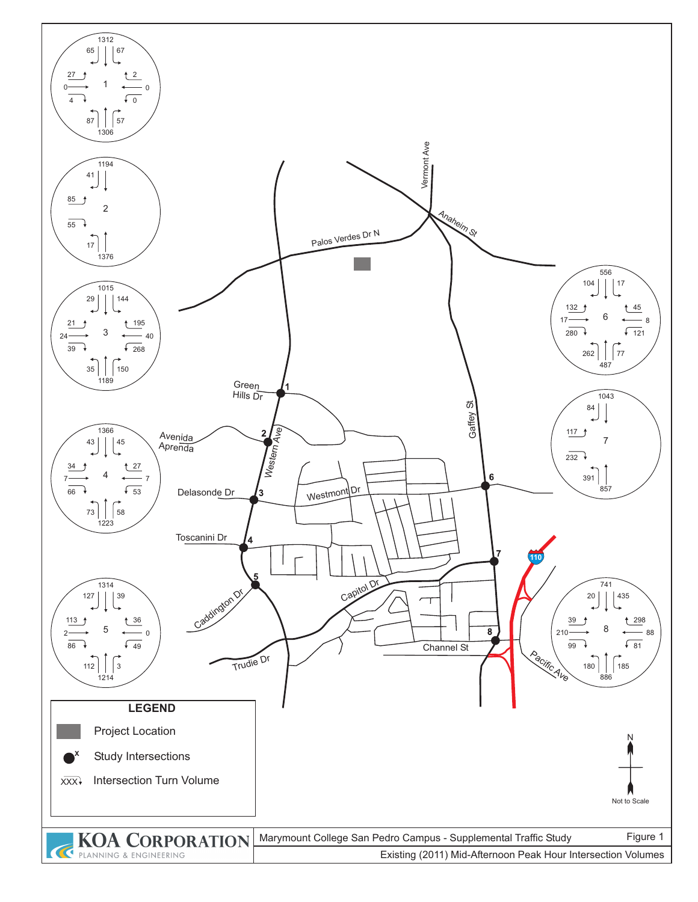# Figure 1

## Existing (2011) Mid-Afternoon Peak Hour Intersection Volumes

Marymount College San Pedro Campus - Supplemental Traffic Study

**KOA CORPORATION** PLANNING & ENGINEERING

Street labels: Vermont Ave, Anaheim St, Palos Verdes Dr N, Green Hills Dr, Avenida Aprenda, Western Ave, Delasonde Dr, Westmont Dr, Gaffey St, Toscanini Dr, Caddington Dr, Capitol Dr, Trudie Dr, Channel St, Pacific Ave, 110

### Intersection Turn Volumes

| Intersection | Total N (SB approach) | SBR | SBT | SBL | EBL | EBT | EBR | WBL | WBT | WBR | NBL | NBT | NBR | Total S (NB approach) |
|---|---|---|---|---|---|---|---|---|---|---|---|---|---|---|
| 1 | 1312 | 65 | | 67 | 27 | 0 | 4 | 0 | 0 | 2 | 87 | | 57 | 1306 |
| 2 | 1194 | 41 | | | 85 | | 55 | | | | 17 | | | 1376 |
| 3 | 1015 | 29 | | 144 | 21 | 24 | 39 | 268 | 40 | 195 | 35 | | 150 | 1189 |
| 4 | 1366 | 43 | | 45 | 34 | 7 | 66 | 53 | 7 | 27 | 73 | | 58 | 1223 |
| 5 | 1314 | 127 | | 39 | 113 | 2 | 86 | 49 | 0 | 36 | 112 | | 3 | 1214 |
| 6 | 556 | 104 | | 17 | 132 | 17 | 280 | 121 | 8 | 45 | 262 | | 77 | 487 |
| 7 | 1043 | 84 | | | 117 | | 232 | | | | 391 | | | 857 |
| 8 | 741 | 20 | | 435 | 39 | 210 | 99 | 81 | 88 | 298 | 180 | | 185 | 886 |

### LEGEND

- Project Location
- Study Intersections
- XXX Intersection Turn Volume

N — Not to Scale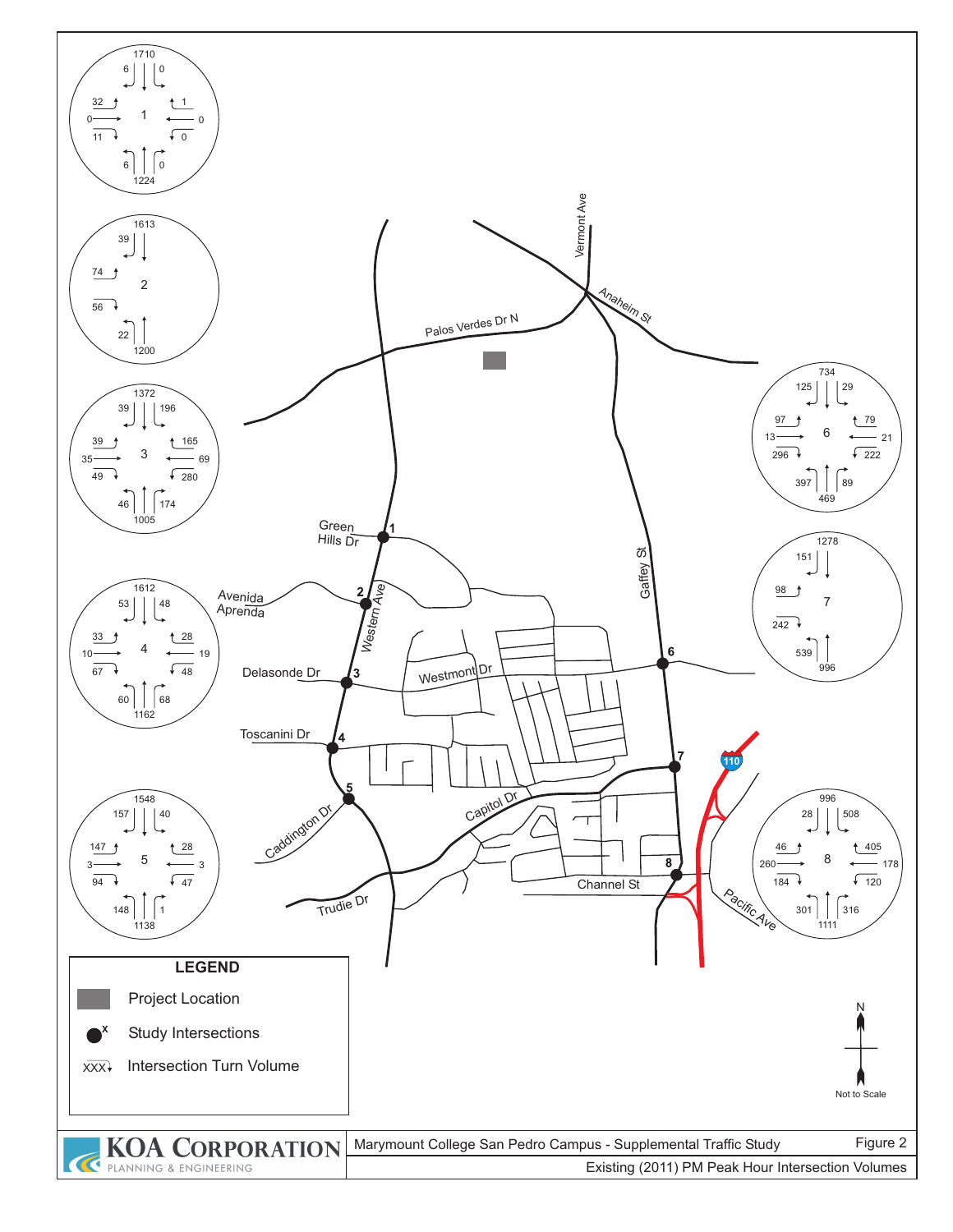# Figure 2

**Marymount College San Pedro Campus - Supplemental Traffic Study**

**Existing (2011) PM Peak Hour Intersection Volumes**

## Intersection Turn Volumes

| Intersection | SB Left | SB Thru | SB Right | EB Left | EB Thru | EB Right | WB Left | WB Thru | WB Right | NB Left | NB Thru | NB Right |
|---|---|---|---|---|---|---|---|---|---|---|---|---|
| 1 | 0 | 1710 | 6 | 32 | 0 | 11 | 0 | 0 | 1 | 6 | 1224 | 0 |
| 2 |  | 1613 | 39 | 74 |  | 56 |  |  |  | 22 | 1200 |  |
| 3 | 196 | 1372 | 39 | 39 | 35 | 49 | 280 | 69 | 165 | 46 | 1005 | 174 |
| 4 | 48 | 1612 | 53 | 33 | 10 | 67 | 48 | 19 | 28 | 60 | 1162 | 68 |
| 5 | 40 | 1548 | 157 | 147 | 3 | 94 | 47 | 3 | 28 | 148 | 1138 | 1 |
| 6 | 29 | 734 | 125 | 97 | 13 | 296 | 222 | 21 | 79 | 397 | 469 | 89 |
| 7 |  | 1278 | 151 | 98 |  | 242 |  |  |  | 539 | 996 |  |
| 8 | 508 | 996 | 28 | 46 | 260 | 184 | 120 | 178 | 405 | 301 | 1111 | 316 |

## Study Intersections

1. Western Ave / Green Hills Dr
2. Western Ave / Avenida Aprenda
3. Western Ave / Delasonde Dr / Westmont Dr
4. Western Ave / Toscanini Dr
5. Western Ave / Caddington Dr / Capitol Dr
6. Gaffey St / Westmont Dr
7. Gaffey St / Capitol Dr
8. Gaffey St / Channel St

Street labels: Vermont Ave, Anaheim St, Palos Verdes Dr N, Western Ave, Gaffey St, Green Hills Dr, Avenida Aprenda, Delasonde Dr, Westmont Dr, Toscanini Dr, Caddington Dr, Capitol Dr, Trudie Dr, Channel St, Pacific Ave, 110

## LEGEND

- Project Location
- Study Intersections
- XXX Intersection Turn Volume

N — Not to Scale

KOA CORPORATION — PLANNING & ENGINEERING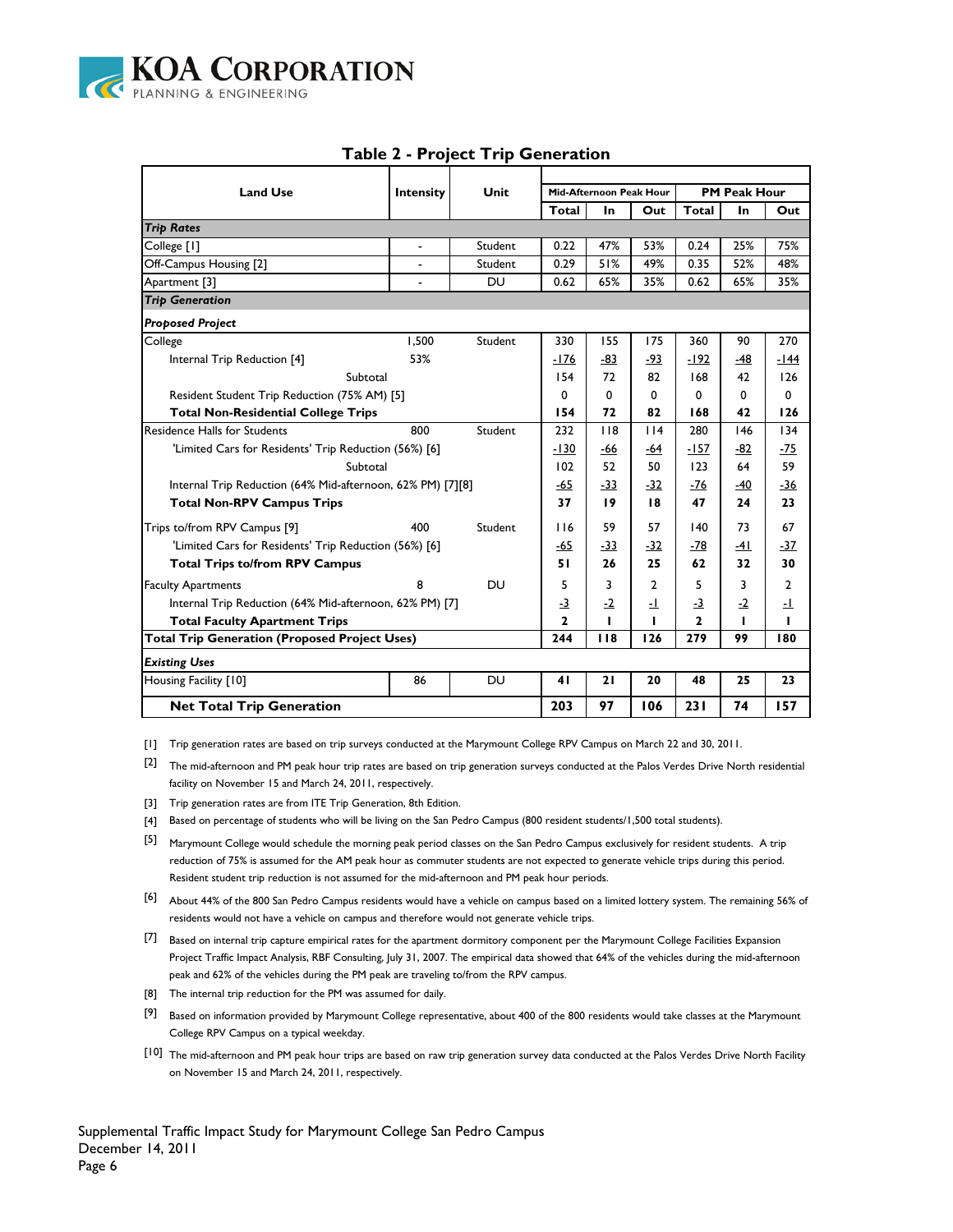## Table 2 - Project Trip Generation

| Land Use | Intensity | Unit | Mid-Afternoon Peak Hour | | | PM Peak Hour | | |
|---|---|---|---|---|---|---|---|---|
| | | | Total | In | Out | Total | In | Out |
| ***Trip Rates*** | | | | | | | | |
| College [1] | - | Student | 0.22 | 47% | 53% | 0.24 | 25% | 75% |
| Off-Campus Housing [2] | - | Student | 0.29 | 51% | 49% | 0.35 | 52% | 48% |
| Apartment [3] | - | DU | 0.62 | 65% | 35% | 0.62 | 65% | 35% |
| ***Trip Generation*** | | | | | | | | |
| ***Proposed Project*** | | | | | | | | |
| College | 1,500 | Student | 330 | 155 | 175 | 360 | 90 | 270 |
| Internal Trip Reduction [4] | 53% | | -176 | -83 | -93 | -192 | -48 | -144 |
| Subtotal | | | 154 | 72 | 82 | 168 | 42 | 126 |
| Resident Student Trip Reduction (75% AM) [5] | | | 0 | 0 | 0 | 0 | 0 | 0 |
| **Total Non-Residential College Trips** | | | **154** | **72** | **82** | **168** | **42** | **126** |
| Residence Halls for Students | 800 | Student | 232 | 118 | 114 | 280 | 146 | 134 |
| 'Limited Cars for Residents' Trip Reduction (56%) [6] | | | -130 | -66 | -64 | -157 | -82 | -75 |
| Subtotal | | | 102 | 52 | 50 | 123 | 64 | 59 |
| Internal Trip Reduction (64% Mid-afternoon, 62% PM) [7][8] | | | -65 | -33 | -32 | -76 | -40 | -36 |
| **Total Non-RPV Campus Trips** | | | **37** | **19** | **18** | **47** | **24** | **23** |
| Trips to/from RPV Campus [9] | 400 | Student | 116 | 59 | 57 | 140 | 73 | 67 |
| 'Limited Cars for Residents' Trip Reduction (56%) [6] | | | -65 | -33 | -32 | -78 | -41 | -37 |
| **Total Trips to/from RPV Campus** | | | **51** | **26** | **25** | **62** | **32** | **30** |
| Faculty Apartments | 8 | DU | 5 | 3 | 2 | 5 | 3 | 2 |
| Internal Trip Reduction (64% Mid-afternoon, 62% PM) [7] | | | -3 | -2 | -1 | -3 | -2 | -1 |
| **Total Faculty Apartment Trips** | | | **2** | **1** | **1** | **2** | **1** | **1** |
| **Total Trip Generation (Proposed Project Uses)** | | | **244** | **118** | **126** | **279** | **99** | **180** |
| ***Existing Uses*** | | | | | | | | |
| Housing Facility [10] | 86 | DU | **41** | **21** | **20** | **48** | **25** | **23** |
| **Net Total Trip Generation** | | | **203** | **97** | **106** | **231** | **74** | **157** |

[1] Trip generation rates are based on trip surveys conducted at the Marymount College RPV Campus on March 22 and 30, 2011.

[2] The mid-afternoon and PM peak hour trip rates are based on trip generation surveys conducted at the Palos Verdes Drive North residential facility on November 15 and March 24, 2011, respectively.

[3] Trip generation rates are from ITE Trip Generation, 8th Edition.

[4] Based on percentage of students who will be living on the San Pedro Campus (800 resident students/1,500 total students).

[5] Marymount College would schedule the morning peak period classes on the San Pedro Campus exclusively for resident students. A trip reduction of 75% is assumed for the AM peak hour as commuter students are not expected to generate vehicle trips during this period. Resident student trip reduction is not assumed for the mid-afternoon and PM peak hour periods.

[6] About 44% of the 800 San Pedro Campus residents would have a vehicle on campus based on a limited lottery system. The remaining 56% of residents would not have a vehicle on campus and therefore would not generate vehicle trips.

[7] Based on internal trip capture empirical rates for the apartment dormitory component per the Marymount College Facilities Expansion Project Traffic Impact Analysis, RBF Consulting, July 31, 2007. The empirical data showed that 64% of the vehicles during the mid-afternoon peak and 62% of the vehicles during the PM peak are traveling to/from the RPV campus.

[8] The internal trip reduction for the PM was assumed for daily.

[9] Based on information provided by Marymount College representative, about 400 of the 800 residents would take classes at the Marymount College RPV Campus on a typical weekday.

[10] The mid-afternoon and PM peak hour trips are based on raw trip generation survey data conducted at the Palos Verdes Drive North Facility on November 15 and March 24, 2011, respectively.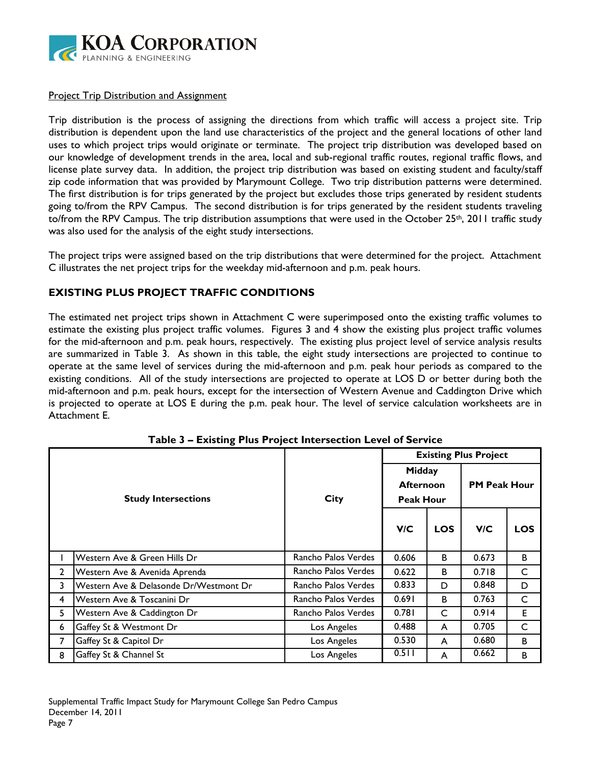Project Trip Distribution and Assignment

Trip distribution is the process of assigning the directions from which traffic will access a project site. Trip distribution is dependent upon the land use characteristics of the project and the general locations of other land uses to which project trips would originate or terminate. The project trip distribution was developed based on our knowledge of development trends in the area, local and sub-regional traffic routes, regional traffic flows, and license plate survey data. In addition, the project trip distribution was based on existing student and faculty/staff zip code information that was provided by Marymount College. Two trip distribution patterns were determined. The first distribution is for trips generated by the project but excludes those trips generated by resident students going to/from the RPV Campus. The second distribution is for trips generated by the resident students traveling to/from the RPV Campus. The trip distribution assumptions that were used in the October 25th, 2011 traffic study was also used for the analysis of the eight study intersections.

The project trips were assigned based on the trip distributions that were determined for the project. Attachment C illustrates the net project trips for the weekday mid-afternoon and p.m. peak hours.

## EXISTING PLUS PROJECT TRAFFIC CONDITIONS

The estimated net project trips shown in Attachment C were superimposed onto the existing traffic volumes to estimate the existing plus project traffic volumes. Figures 3 and 4 show the existing plus project traffic volumes for the mid-afternoon and p.m. peak hours, respectively. The existing plus project level of service analysis results are summarized in Table 3. As shown in this table, the eight study intersections are projected to continue to operate at the same level of services during the mid-afternoon and p.m. peak hour periods as compared to the existing conditions. All of the study intersections are projected to operate at LOS D or better during both the mid-afternoon and p.m. peak hours, except for the intersection of Western Avenue and Caddington Drive which is projected to operate at LOS E during the p.m. peak hour. The level of service calculation worksheets are in Attachment E.

**Table 3 – Existing Plus Project Intersection Level of Service**

| | Study Intersections | City | Existing Plus Project | | | |
|---|---|---|---|---|---|---|
| | | | Midday Afternoon Peak Hour | | PM Peak Hour | |
| | | | V/C | LOS | V/C | LOS |
| 1 | Western Ave & Green Hills Dr | Rancho Palos Verdes | 0.606 | B | 0.673 | B |
| 2 | Western Ave & Avenida Aprenda | Rancho Palos Verdes | 0.622 | B | 0.718 | C |
| 3 | Western Ave & Delasonde Dr/Westmont Dr | Rancho Palos Verdes | 0.833 | D | 0.848 | D |
| 4 | Western Ave & Toscanini Dr | Rancho Palos Verdes | 0.691 | B | 0.763 | C |
| 5 | Western Ave & Caddington Dr | Rancho Palos Verdes | 0.781 | C | 0.914 | E |
| 6 | Gaffey St & Westmont Dr | Los Angeles | 0.488 | A | 0.705 | C |
| 7 | Gaffey St & Capitol Dr | Los Angeles | 0.530 | A | 0.680 | B |
| 8 | Gaffey St & Channel St | Los Angeles | 0.511 | A | 0.662 | B |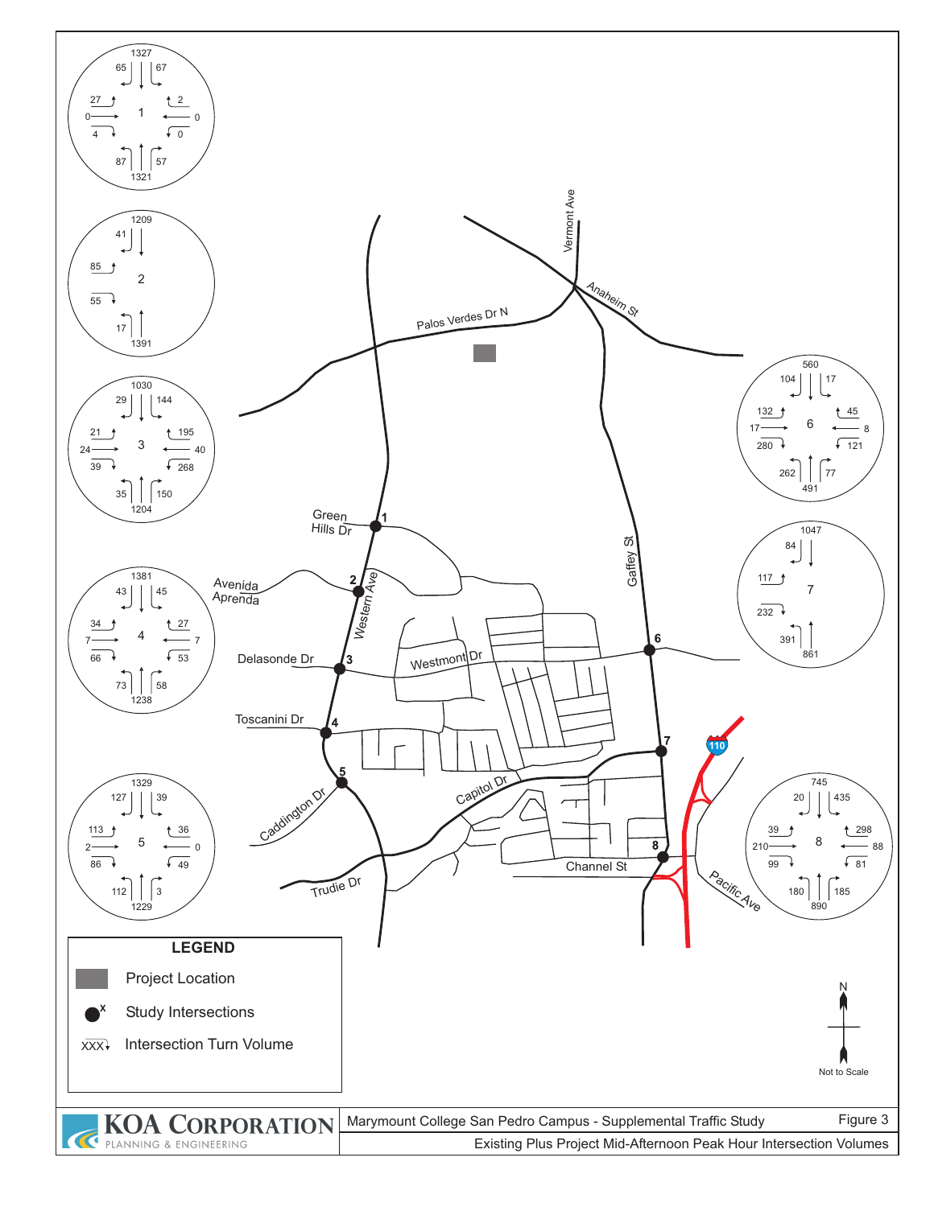**Figure 3**

**Marymount College San Pedro Campus - Supplemental Traffic Study**

**Existing Plus Project Mid-Afternoon Peak Hour Intersection Volumes**

KOA CORPORATION
PLANNING & ENGINEERING

Street labels: Vermont Ave, Anaheim St, Palos Verdes Dr N, Green Hills Dr, Western Ave, Avenida Aprenda, Delasonde Dr, Westmont Dr, Gaffey St, Toscanini Dr, Caddington Dr, Capitol Dr, Trudie Dr, Channel St, Pacific Ave, 110

Study intersection turn volumes:

**Intersection 1**
- Northbound: left 87, through 1321, right 57
- Southbound: left 67, through 1327, right 65
- Eastbound: left 27, through 0, right 4
- Westbound: left 0, through 0, right 2

**Intersection 2**
- Northbound: left 17, through 1391
- Southbound: through 1209, right 41
- Eastbound: left 85, right 55

**Intersection 3**
- Northbound: left 35, through 1204, right 150
- Southbound: left 144, through 1030, right 29
- Eastbound: left 21, through 24, right 39
- Westbound: left 268, through 40, right 195

**Intersection 4**
- Northbound: left 73, through 1238, right 58
- Southbound: left 45, through 1381, right 43
- Eastbound: left 34, through 7, right 66
- Westbound: left 53, through 7, right 27

**Intersection 5**
- Northbound: left 112, through 1229, right 3
- Southbound: left 39, through 1329, right 127
- Eastbound: left 113, through 2, right 86
- Westbound: left 49, through 0, right 36

**Intersection 6**
- Northbound: left 262, through 491, right 77
- Southbound: left 17, through 560, right 104
- Eastbound: left 132, through 17, right 280
- Westbound: left 121, through 8, right 45

**Intersection 7**
- Northbound: left 391, through 861
- Southbound: through 1047, right 84
- Eastbound: left 117, right 232

**Intersection 8**
- Northbound: left 180, through 890, right 185
- Southbound: left 435, through 745, right 20
- Eastbound: left 39, through 210, right 99
- Westbound: left 81, through 88, right 298

**LEGEND**
- Project Location
- Study Intersections
- XXX Intersection Turn Volume

N

Not to Scale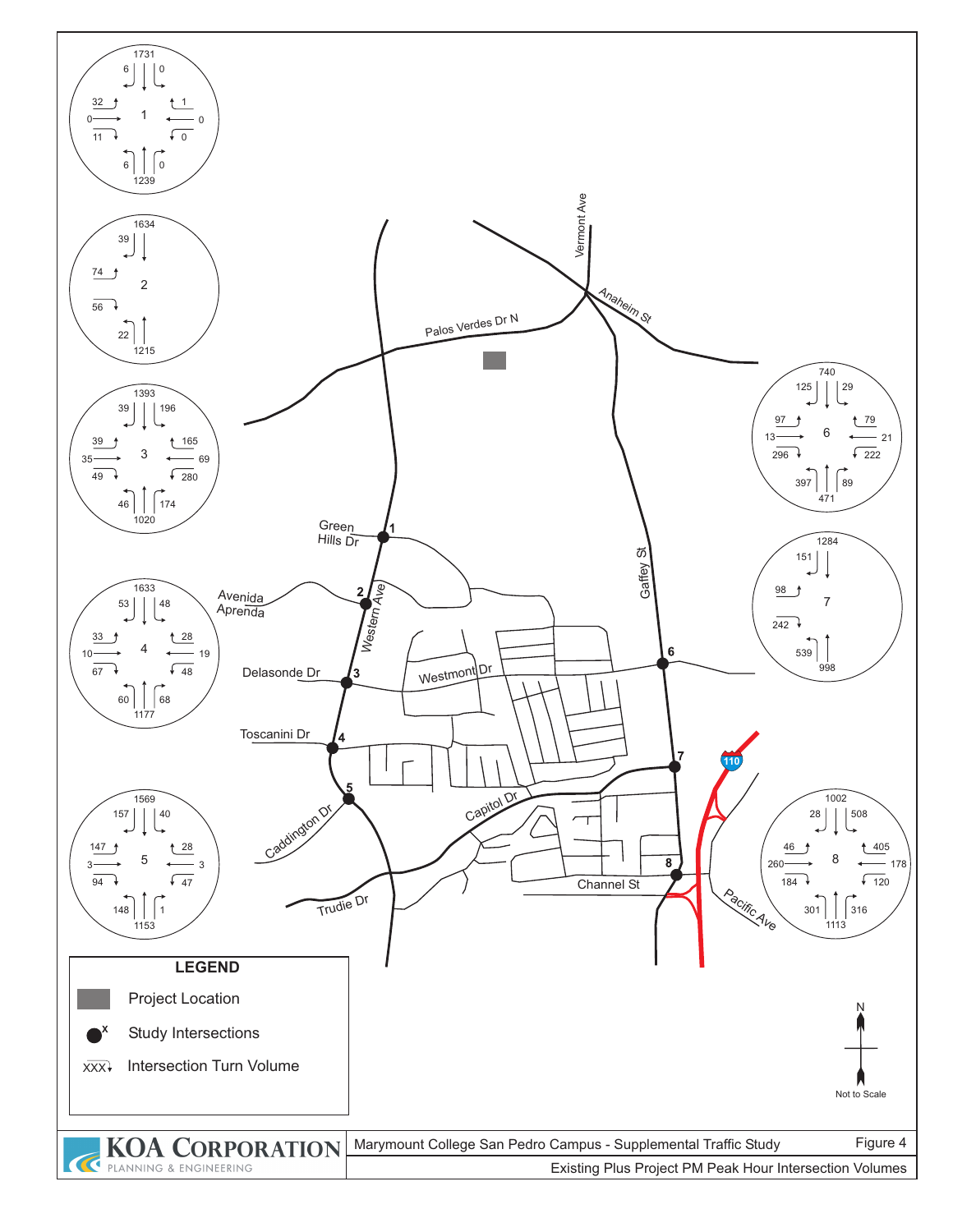# Figure 4

## Existing Plus Project PM Peak Hour Intersection Volumes

Marymount College San Pedro Campus - Supplemental Traffic Study

KOA CORPORATION — PLANNING & ENGINEERING

**LEGEND**

- Project Location
- Study Intersections
- XXX Intersection Turn Volume

N — Not to Scale

Streets: Vermont Ave, Anaheim St, Palos Verdes Dr N, Western Ave, Green Hills Dr, Avenida Aprenda, Delasonde Dr, Westmont Dr, Gaffey St, Toscanini Dr, Caddington Dr, Capitol Dr, Trudie Dr, Channel St, Pacific Ave, 110

| Intersection | SB Left | SB Thru | SB Right | WB Left | WB Thru | WB Right | NB Left | NB Thru | NB Right | EB Left | EB Thru | EB Right |
|---|---|---|---|---|---|---|---|---|---|---|---|---|
| 1 | 0 | 1731 | 6 | 0 | 0 | 1 | 6 | 1239 | 0 | 32 | 0 | 11 |
| 2 | | 1634 | 39 | | | | 22 | 1215 | | 74 | | 56 |
| 3 | 196 | 1393 | 39 | 280 | 69 | 165 | 46 | 1020 | 174 | 39 | 35 | 49 |
| 4 | 48 | 1633 | 53 | 48 | 19 | 28 | 60 | 1177 | 68 | 33 | 10 | 67 |
| 5 | 40 | 1569 | 157 | 47 | 3 | 28 | 148 | 1153 | 1 | 147 | 3 | 94 |
| 6 | 29 | 740 | 125 | 222 | 21 | 79 | 397 | 471 | 89 | 97 | 13 | 296 |
| 7 | | 1284 | 151 | | | | 539 | 998 | | 98 | | 242 |
| 8 | 508 | 1002 | 28 | 120 | 178 | 405 | 301 | 1113 | 316 | 46 | 260 | 184 |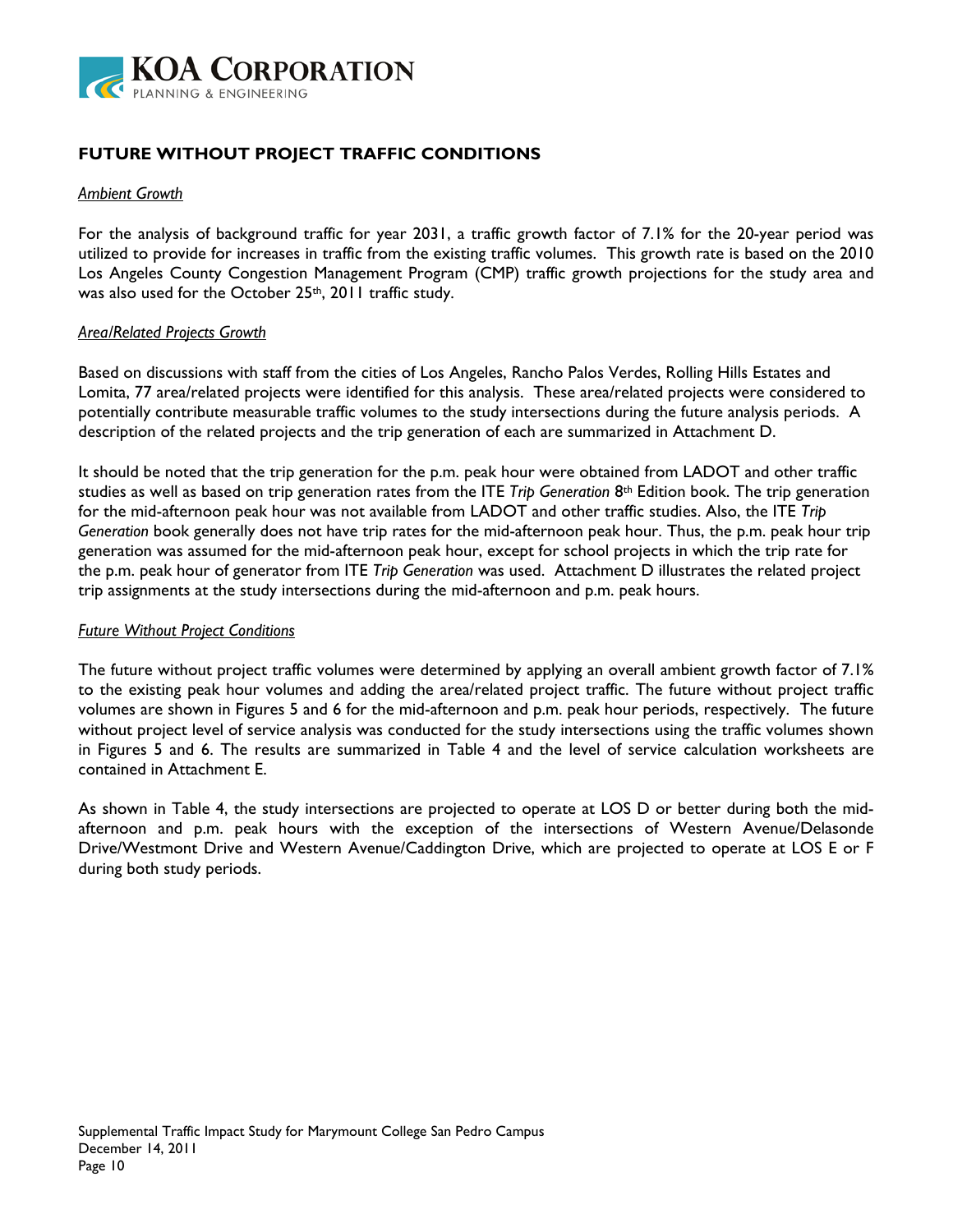## FUTURE WITHOUT PROJECT TRAFFIC CONDITIONS

### *Ambient Growth*

For the analysis of background traffic for year 2031, a traffic growth factor of 7.1% for the 20-year period was utilized to provide for increases in traffic from the existing traffic volumes. This growth rate is based on the 2010 Los Angeles County Congestion Management Program (CMP) traffic growth projections for the study area and was also used for the October 25th, 2011 traffic study.

### *Area/Related Projects Growth*

Based on discussions with staff from the cities of Los Angeles, Rancho Palos Verdes, Rolling Hills Estates and Lomita, 77 area/related projects were identified for this analysis. These area/related projects were considered to potentially contribute measurable traffic volumes to the study intersections during the future analysis periods. A description of the related projects and the trip generation of each are summarized in Attachment D.

It should be noted that the trip generation for the p.m. peak hour were obtained from LADOT and other traffic studies as well as based on trip generation rates from the ITE *Trip Generation* 8th Edition book. The trip generation for the mid-afternoon peak hour was not available from LADOT and other traffic studies. Also, the ITE *Trip Generation* book generally does not have trip rates for the mid-afternoon peak hour. Thus, the p.m. peak hour trip generation was assumed for the mid-afternoon peak hour, except for school projects in which the trip rate for the p.m. peak hour of generator from ITE *Trip Generation* was used. Attachment D illustrates the related project trip assignments at the study intersections during the mid-afternoon and p.m. peak hours.

### *Future Without Project Conditions*

The future without project traffic volumes were determined by applying an overall ambient growth factor of 7.1% to the existing peak hour volumes and adding the area/related project traffic. The future without project traffic volumes are shown in Figures 5 and 6 for the mid-afternoon and p.m. peak hour periods, respectively. The future without project level of service analysis was conducted for the study intersections using the traffic volumes shown in Figures 5 and 6. The results are summarized in Table 4 and the level of service calculation worksheets are contained in Attachment E.

As shown in Table 4, the study intersections are projected to operate at LOS D or better during both the mid-afternoon and p.m. peak hours with the exception of the intersections of Western Avenue/Delasonde Drive/Westmont Drive and Western Avenue/Caddington Drive, which are projected to operate at LOS E or F during both study periods.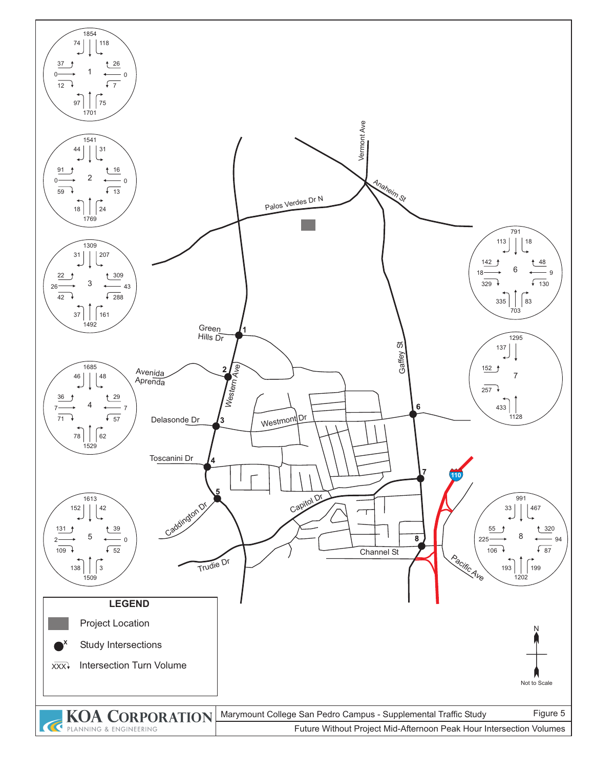# Figure 5

**Marymount College San Pedro Campus - Supplemental Traffic Study**

**Future Without Project Mid-Afternoon Peak Hour Intersection Volumes**

| Intersection | Location | NB Left | NB Thru | NB Right | SB Left | SB Thru | SB Right | EB Left | EB Thru | EB Right | WB Left | WB Thru | WB Right |
|---|---|---|---|---|---|---|---|---|---|---|---|---|---|
| 1 | Western Ave & Green Hills Dr | 97 | 1701 | 75 | 118 | 1854 | 74 | 37 | 0 | 12 | 7 | 0 | 26 |
| 2 | Western Ave & Avenida Aprenda | 18 | 1769 | 24 | 31 | 1541 | 44 | 91 | 0 | 59 | 13 | 0 | 16 |
| 3 | Western Ave & Delasonde Dr / Westmont Dr | 37 | 1492 | 161 | 207 | 1309 | 31 | 22 | 26 | 42 | 288 | 43 | 309 |
| 4 | Western Ave & Toscanini Dr | 78 | 1529 | 62 | 48 | 1685 | 46 | 36 | 7 | 71 | 57 | 7 | 29 |
| 5 | Western Ave & Caddington Dr / Capitol Dr | 138 | 1509 | 3 | 42 | 1613 | 152 | 131 | 2 | 109 | 52 | 0 | 39 |
| 6 | Gaffey St & Westmont Dr | 335 | 703 | 83 | 18 | 791 | 113 | 142 | 18 | 329 | 130 | 9 | 48 |
| 7 | Gaffey St & Capitol Dr | 433 | 1128 | | | 1295 | 137 | 152 | | 257 | | | |
| 8 | Gaffey St & Channel St / Pacific Ave | 193 | 1202 | 199 | 467 | 991 | 33 | 55 | 225 | 106 | 87 | 94 | 320 |

Map labels: Western Ave, Vermont Ave, Anaheim St, Palos Verdes Dr N, Gaffey St, Green Hills Dr, Avenida Aprenda, Delasonde Dr, Westmont Dr, Toscanini Dr, Caddington Dr, Capitol Dr, Trudie Dr, Channel St, Pacific Ave, 110

**LEGEND**

- Project Location
- Study Intersections
- XXX Intersection Turn Volume

N — Not to Scale

KOA CORPORATION — PLANNING & ENGINEERING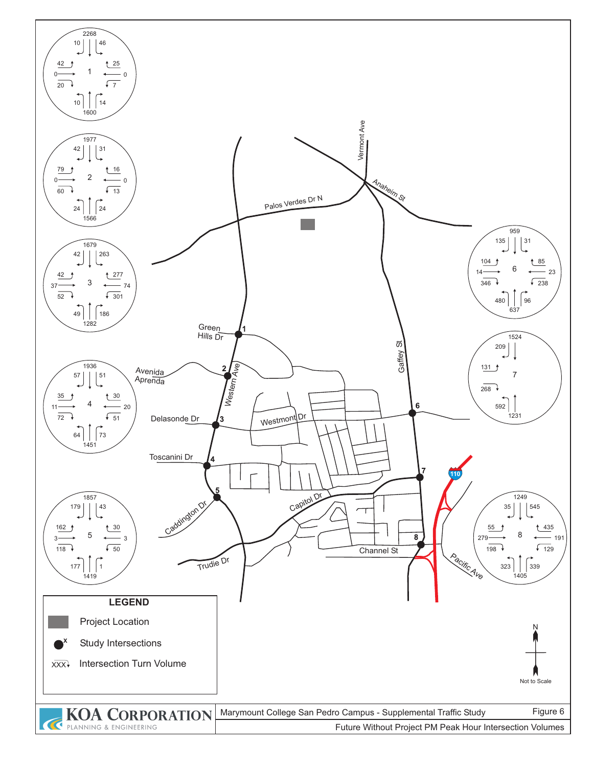# Figure 6

**Marymount College San Pedro Campus - Supplemental Traffic Study**

**Future Without Project PM Peak Hour Intersection Volumes**

KOA Corporation — Planning & Engineering

## Study Intersections

1. Western Ave & Green Hills Dr
2. Western Ave & Avenida Aprenda
3. Western Ave & Delasonde Dr / Westmont Dr
4. Western Ave & Toscanini Dr
5. Western Ave & Caddington Dr / Capitol Dr
6. Gaffey St & Westmont Dr
7. Gaffey St & Capitol Dr
8. Gaffey St & Channel St / Pacific Ave

## Intersection Turn Volumes

| Intersection | NB Approach Total | NB Left | NB Right | SB Approach Total | SB Left | SB Right | EB Left | EB Through | EB Right | WB Left | WB Through | WB Right |
|---|---|---|---|---|---|---|---|---|---|---|---|---|
| 1 | 1600 | 10 | 14 | 2268 | 46 | 10 | 42 | 0 | 20 | 7 | 0 | 25 |
| 2 | 1566 | 24 | 24 | 1977 | 31 | 42 | 79 | 0 | 60 | 13 | 0 | 16 |
| 3 | 1282 | 49 | 186 | 1679 | 263 | 42 | 42 | 37 | 52 | 301 | 74 | 277 |
| 4 | 1451 | 64 | 73 | 1936 | 51 | 57 | 35 | 11 | 72 | 51 | 20 | 30 |
| 5 | 1419 | 177 | 1 | 1857 | 43 | 179 | 162 | 3 | 118 | 50 | 3 | 30 |
| 6 | 637 | 480 | 96 | 959 | 31 | 135 | 104 | 14 | 346 | 238 | 23 | 85 |
| 7 | 1231 | 592 | | 1524 | | 209 | 131 | | 268 | | | |
| 8 | 1405 | 323 | 339 | 1249 | 545 | 35 | 55 | 279 | 198 | 129 | 191 | 435 |

## LEGEND

- Project Location
- Study Intersections
- XXX Intersection Turn Volume

Not to Scale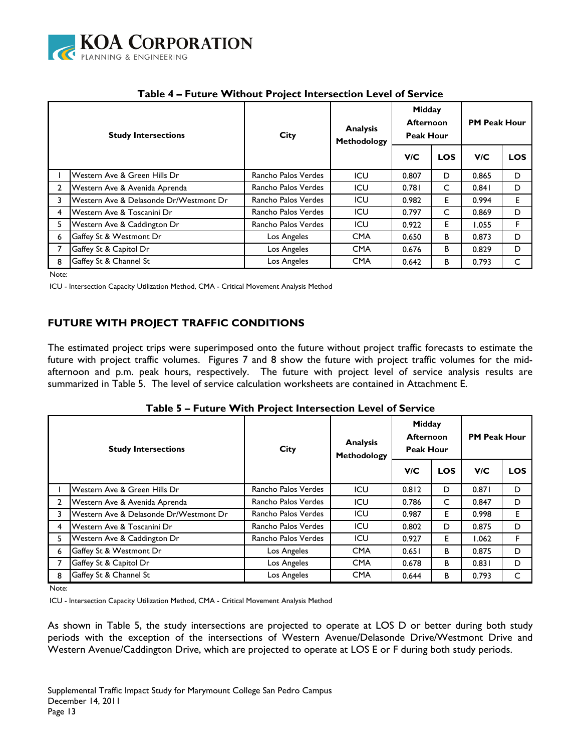**Table 4 – Future Without Project Intersection Level of Service**

| | Study Intersections | City | Analysis Methodology | Midday Afternoon Peak Hour | | PM Peak Hour | |
|---|---|---|---|---|---|---|---|
| | | | | V/C | LOS | V/C | LOS |
| 1 | Western Ave & Green Hills Dr | Rancho Palos Verdes | ICU | 0.807 | D | 0.865 | D |
| 2 | Western Ave & Avenida Aprenda | Rancho Palos Verdes | ICU | 0.781 | C | 0.841 | D |
| 3 | Western Ave & Delasonde Dr/Westmont Dr | Rancho Palos Verdes | ICU | 0.982 | E | 0.994 | E |
| 4 | Western Ave & Toscanini Dr | Rancho Palos Verdes | ICU | 0.797 | C | 0.869 | D |
| 5 | Western Ave & Caddington Dr | Rancho Palos Verdes | ICU | 0.922 | E | 1.055 | F |
| 6 | Gaffey St & Westmont Dr | Los Angeles | CMA | 0.650 | B | 0.873 | D |
| 7 | Gaffey St & Capitol Dr | Los Angeles | CMA | 0.676 | B | 0.829 | D |
| 8 | Gaffey St & Channel St | Los Angeles | CMA | 0.642 | B | 0.793 | C |

Note:

ICU - Intersection Capacity Utilization Method, CMA - Critical Movement Analysis Method

## FUTURE WITH PROJECT TRAFFIC CONDITIONS

The estimated project trips were superimposed onto the future without project traffic forecasts to estimate the future with project traffic volumes. Figures 7 and 8 show the future with project traffic volumes for the mid-afternoon and p.m. peak hours, respectively. The future with project level of service analysis results are summarized in Table 5. The level of service calculation worksheets are contained in Attachment E.

**Table 5 – Future With Project Intersection Level of Service**

| | Study Intersections | City | Analysis Methodology | Midday Afternoon Peak Hour | | PM Peak Hour | |
|---|---|---|---|---|---|---|---|
| | | | | V/C | LOS | V/C | LOS |
| 1 | Western Ave & Green Hills Dr | Rancho Palos Verdes | ICU | 0.812 | D | 0.871 | D |
| 2 | Western Ave & Avenida Aprenda | Rancho Palos Verdes | ICU | 0.786 | C | 0.847 | D |
| 3 | Western Ave & Delasonde Dr/Westmont Dr | Rancho Palos Verdes | ICU | 0.987 | E | 0.998 | E |
| 4 | Western Ave & Toscanini Dr | Rancho Palos Verdes | ICU | 0.802 | D | 0.875 | D |
| 5 | Western Ave & Caddington Dr | Rancho Palos Verdes | ICU | 0.927 | E | 1.062 | F |
| 6 | Gaffey St & Westmont Dr | Los Angeles | CMA | 0.651 | B | 0.875 | D |
| 7 | Gaffey St & Capitol Dr | Los Angeles | CMA | 0.678 | B | 0.831 | D |
| 8 | Gaffey St & Channel St | Los Angeles | CMA | 0.644 | B | 0.793 | C |

Note:

ICU - Intersection Capacity Utilization Method, CMA - Critical Movement Analysis Method

As shown in Table 5, the study intersections are projected to operate at LOS D or better during both study periods with the exception of the intersections of Western Avenue/Delasonde Drive/Westmont Drive and Western Avenue/Caddington Drive, which are projected to operate at LOS E or F during both study periods.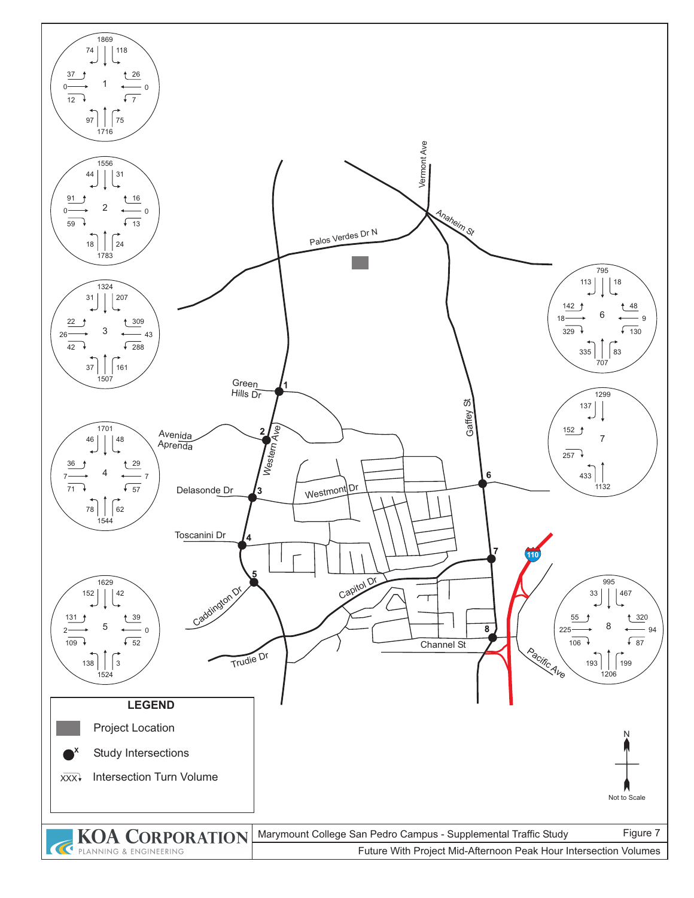# Figure 7

Future With Project Mid-Afternoon Peak Hour Intersection Volumes

Marymount College San Pedro Campus - Supplemental Traffic Study

KOA CORPORATION
PLANNING & ENGINEERING

**Intersection 1**

| Approach | Left | Through | Right |
| --- | --- | --- | --- |
| Southbound | 118 | 1869 | 74 |
| Westbound | 7 | 0 | 26 |
| Northbound | 97 | 1716 | 75 |
| Eastbound | 37 | 0 | 12 |

**Intersection 2**

| Approach | Left | Through | Right |
| --- | --- | --- | --- |
| Southbound | 31 | 1556 | 44 |
| Westbound | 13 | 0 | 16 |
| Northbound | 18 | 1783 | 24 |
| Eastbound | 91 | 0 | 59 |

**Intersection 3**

| Approach | Left | Through | Right |
| --- | --- | --- | --- |
| Southbound | 207 | 1324 | 31 |
| Westbound | 288 | 43 | 309 |
| Northbound | 37 | 1507 | 161 |
| Eastbound | 22 | 26 | 42 |

**Intersection 4**

| Approach | Left | Through | Right |
| --- | --- | --- | --- |
| Southbound | 48 | 1701 | 46 |
| Westbound | 57 | 7 | 29 |
| Northbound | 78 | 1544 | 62 |
| Eastbound | 36 | 7 | 71 |

**Intersection 5**

| Approach | Left | Through | Right |
| --- | --- | --- | --- |
| Southbound | 42 | 1629 | 152 |
| Westbound | 52 | 0 | 39 |
| Northbound | 138 | 1524 | 3 |
| Eastbound | 131 | 2 | 109 |

**Intersection 6**

| Approach | Left | Through | Right |
| --- | --- | --- | --- |
| Southbound | 18 | 795 | 113 |
| Westbound | 130 | 9 | 48 |
| Northbound | 335 | 707 | 83 |
| Eastbound | 142 | 18 | 329 |

**Intersection 7**

| Approach | Left | Through | Right |
| --- | --- | --- | --- |
| Southbound | | 1299 | 137 |
| Northbound | 433 | 1132 | |
| Eastbound | 152 | | 257 |

**Intersection 8**

| Approach | Left | Through | Right |
| --- | --- | --- | --- |
| Southbound | 467 | 995 | 33 |
| Westbound | 87 | 94 | 320 |
| Northbound | 193 | 1206 | 199 |
| Eastbound | 55 | 225 | 106 |

Street labels: Vermont Ave, Anaheim St, Palos Verdes Dr N, Green Hills Dr, Western Ave, Avenida Aprenda, Delasonde Dr, Westmont Dr, Gaffey St, Toscanini Dr, Caddington Dr, Capitol Dr, Trudie Dr, Channel St, Pacific Ave, 110

**LEGEND**

- Project Location
- Study Intersections
- XXX Intersection Turn Volume

N

Not to Scale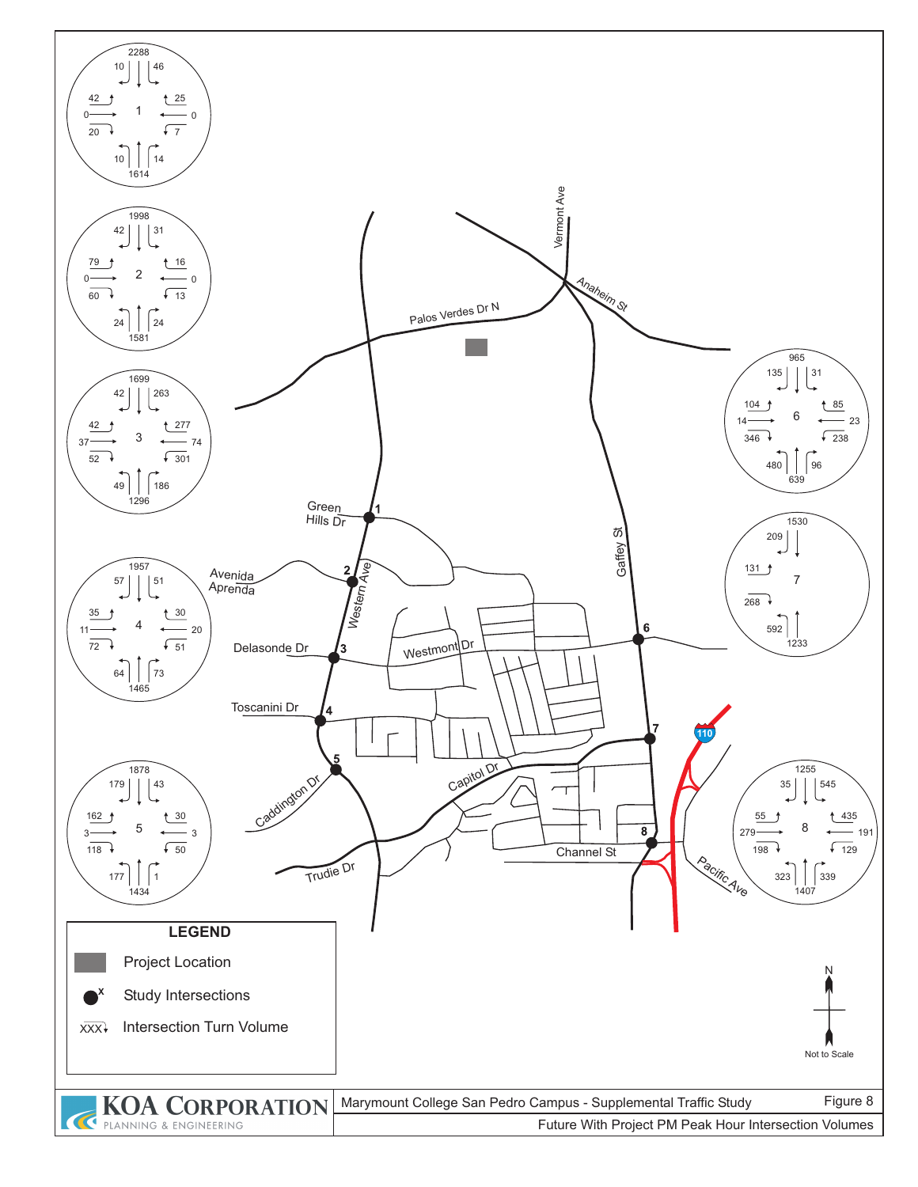Marymount College San Pedro Campus - Supplemental Traffic Study

Figure 8

Future With Project PM Peak Hour Intersection Volumes

KOA CORPORATION
PLANNING & ENGINEERING

**LEGEND**

- Project Location
- Study Intersections
- XXX Intersection Turn Volume

N

Not to Scale

| Intersection | Movement | Volume |
|---|---|---|
| 1 | NB Left / Through / Right | 10 / 1614 / 14 |
| 1 | SB Left / Through / Right | 46 / 2288 / 10 |
| 1 | EB Left / Through / Right | 42 / 0 / 20 |
| 1 | WB Left / Through / Right | 7 / 0 / 25 |
| 2 | NB Left / Through / Right | 24 / 1581 / 24 |
| 2 | SB Left / Through / Right | 31 / 1998 / 42 |
| 2 | EB Left / Through / Right | 79 / 0 / 60 |
| 2 | WB Left / Through / Right | 13 / 0 / 16 |
| 3 | NB Left / Through / Right | 49 / 1296 / 186 |
| 3 | SB Left / Through / Right | 263 / 1699 / 42 |
| 3 | EB Left / Through / Right | 42 / 37 / 52 |
| 3 | WB Left / Through / Right | 301 / 74 / 277 |
| 4 | NB Left / Through / Right | 64 / 1465 / 73 |
| 4 | SB Left / Through / Right | 51 / 1957 / 57 |
| 4 | EB Left / Through / Right | 35 / 11 / 72 |
| 4 | WB Left / Through / Right | 51 / 20 / 30 |
| 5 | NB Left / Through / Right | 177 / 1434 / 1 |
| 5 | SB Left / Through / Right | 43 / 1878 / 179 |
| 5 | EB Left / Through / Right | 162 / 3 / 118 |
| 5 | WB Left / Through / Right | 50 / 3 / 30 |
| 6 | NB Left / Through / Right | 480 / 639 / 96 |
| 6 | SB Left / Through / Right | 31 / 965 / 135 |
| 6 | EB Left / Through / Right | 104 / 14 / 346 |
| 6 | WB Left / Through / Right | 238 / 23 / 85 |
| 7 | NB Left / Through | 592 / 1233 |
| 7 | SB Through / Right | 1530 / 209 |
| 7 | EB Left / Right | 131 / 268 |
| 8 | NB Left / Through / Right | 323 / 1407 / 339 |
| 8 | SB Left / Through / Right | 545 / 1255 / 35 |
| 8 | EB Left / Through / Right | 55 / 279 / 198 |
| 8 | WB Left / Through / Right | 129 / 191 / 435 |

Street labels: Vermont Ave, Anaheim St, Palos Verdes Dr N, Green Hills Dr, Western Ave, Avenida Aprenda, Gaffey St, Delasonde Dr, Westmont Dr, Toscanini Dr, Caddington Dr, Capitol Dr, Trudie Dr, Channel St, Pacific Ave, 110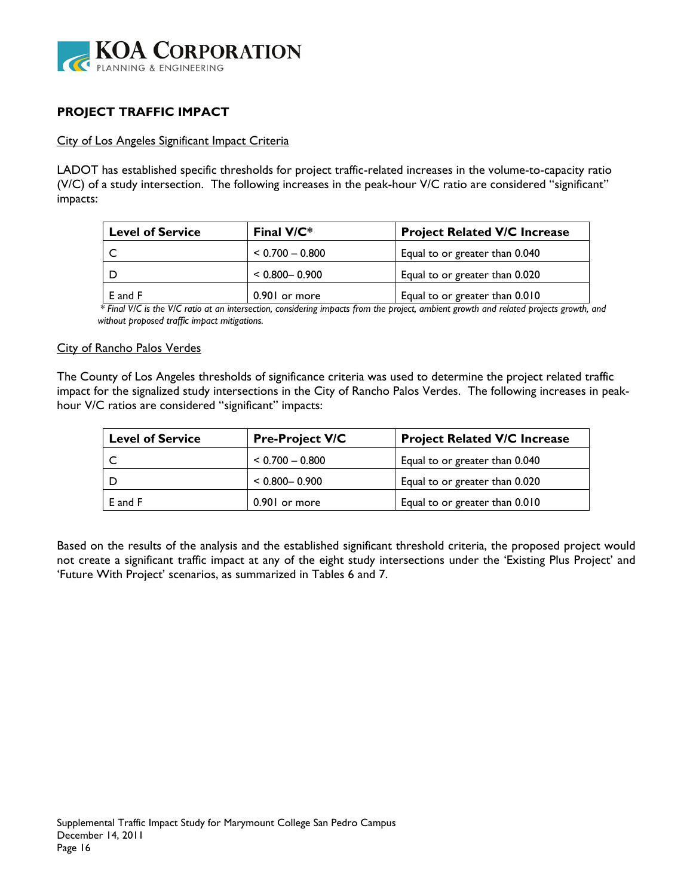## PROJECT TRAFFIC IMPACT

City of Los Angeles Significant Impact Criteria

LADOT has established specific thresholds for project traffic-related increases in the volume-to-capacity ratio (V/C) of a study intersection. The following increases in the peak-hour V/C ratio are considered "significant" impacts:

| Level of Service | Final V/C* | Project Related V/C Increase |
|---|---|---|
| C | < 0.700 – 0.800 | Equal to or greater than 0.040 |
| D | < 0.800– 0.900 | Equal to or greater than 0.020 |
| E and F | 0.901 or more | Equal to or greater than 0.010 |

*\* Final V/C is the V/C ratio at an intersection, considering impacts from the project, ambient growth and related projects growth, and without proposed traffic impact mitigations.*

City of Rancho Palos Verdes

The County of Los Angeles thresholds of significance criteria was used to determine the project related traffic impact for the signalized study intersections in the City of Rancho Palos Verdes. The following increases in peak-hour V/C ratios are considered "significant" impacts:

| Level of Service | Pre-Project V/C | Project Related V/C Increase |
|---|---|---|
| C | < 0.700 – 0.800 | Equal to or greater than 0.040 |
| D | < 0.800– 0.900 | Equal to or greater than 0.020 |
| E and F | 0.901 or more | Equal to or greater than 0.010 |

Based on the results of the analysis and the established significant threshold criteria, the proposed project would not create a significant traffic impact at any of the eight study intersections under the 'Existing Plus Project' and 'Future With Project' scenarios, as summarized in Tables 6 and 7.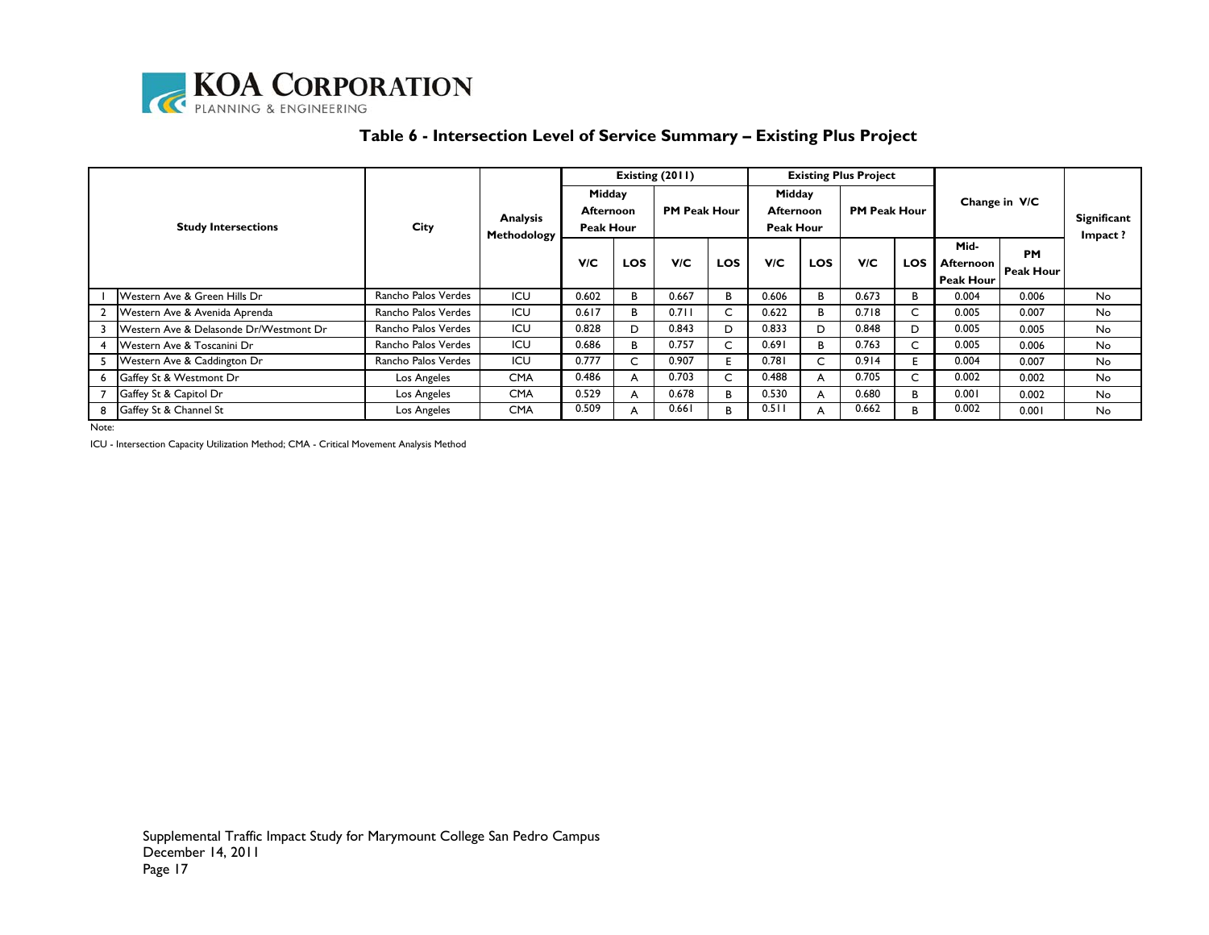## Table 6 - Intersection Level of Service Summary – Existing Plus Project

| | Study Intersections | City | Analysis Methodology | Existing (2011) | | | | Existing Plus Project | | | | Change in V/C | | Significant Impact ? |
|---|---|---|---|---|---|---|---|---|---|---|---|---|---|---|
| | | | | Midday Afternoon Peak Hour | | PM Peak Hour | | Midday Afternoon Peak Hour | | PM Peak Hour | | | | |
| | | | | V/C | LOS | V/C | LOS | V/C | LOS | V/C | LOS | Mid-Afternoon Peak Hour | PM Peak Hour | |
| 1 | Western Ave & Green Hills Dr | Rancho Palos Verdes | ICU | 0.602 | B | 0.667 | B | 0.606 | B | 0.673 | B | 0.004 | 0.006 | No |
| 2 | Western Ave & Avenida Aprenda | Rancho Palos Verdes | ICU | 0.617 | B | 0.711 | C | 0.622 | B | 0.718 | C | 0.005 | 0.007 | No |
| 3 | Western Ave & Delasonde Dr/Westmont Dr | Rancho Palos Verdes | ICU | 0.828 | D | 0.843 | D | 0.833 | D | 0.848 | D | 0.005 | 0.005 | No |
| 4 | Western Ave & Toscanini Dr | Rancho Palos Verdes | ICU | 0.686 | B | 0.757 | C | 0.691 | B | 0.763 | C | 0.005 | 0.006 | No |
| 5 | Western Ave & Caddington Dr | Rancho Palos Verdes | ICU | 0.777 | C | 0.907 | E | 0.781 | C | 0.914 | E | 0.004 | 0.007 | No |
| 6 | Gaffey St & Westmont Dr | Los Angeles | CMA | 0.486 | A | 0.703 | C | 0.488 | A | 0.705 | C | 0.002 | 0.002 | No |
| 7 | Gaffey St & Capitol Dr | Los Angeles | CMA | 0.529 | A | 0.678 | B | 0.530 | A | 0.680 | B | 0.001 | 0.002 | No |
| 8 | Gaffey St & Channel St | Los Angeles | CMA | 0.509 | A | 0.661 | B | 0.511 | A | 0.662 | B | 0.002 | 0.001 | No |

Note:

ICU - Intersection Capacity Utilization Method; CMA - Critical Movement Analysis Method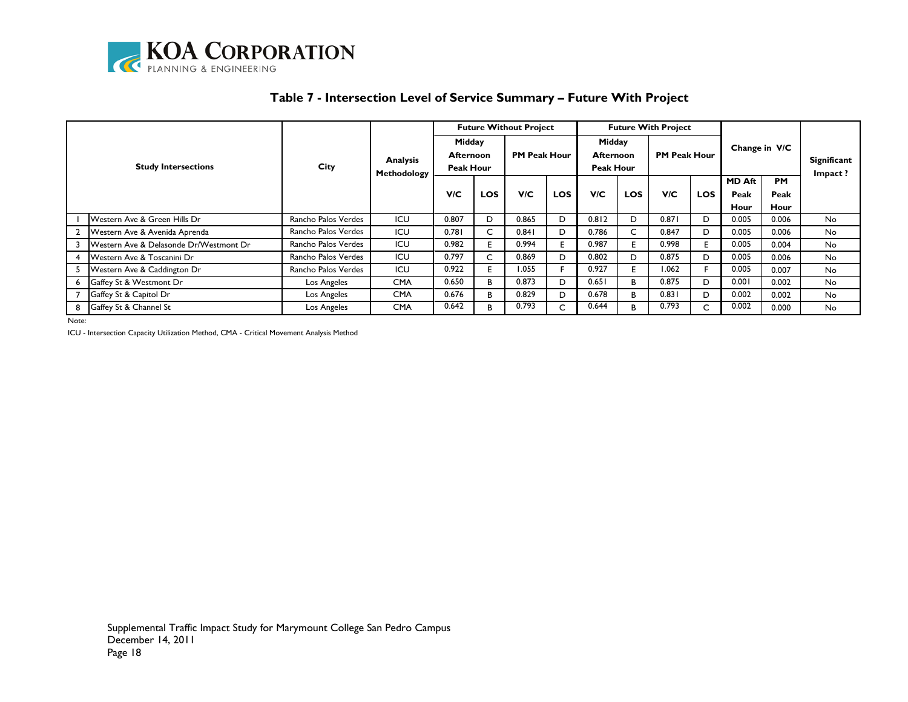## Table 7 - Intersection Level of Service Summary – Future With Project

| | Study Intersections | City | Analysis Methodology | Future Without Project | | | | Future With Project | | | | Change in V/C | | Significant Impact ? |
|---|---|---|---|---|---|---|---|---|---|---|---|---|---|---|
| | | | | Midday Afternoon Peak Hour | | PM Peak Hour | | Midday Afternoon Peak Hour | | PM Peak Hour | | | | |
| | | | | V/C | LOS | V/C | LOS | V/C | LOS | V/C | LOS | MD Aft Peak Hour | PM Peak Hour | |
| 1 | Western Ave & Green Hills Dr | Rancho Palos Verdes | ICU | 0.807 | D | 0.865 | D | 0.812 | D | 0.871 | D | 0.005 | 0.006 | No |
| 2 | Western Ave & Avenida Aprenda | Rancho Palos Verdes | ICU | 0.781 | C | 0.841 | D | 0.786 | C | 0.847 | D | 0.005 | 0.006 | No |
| 3 | Western Ave & Delasonde Dr/Westmont Dr | Rancho Palos Verdes | ICU | 0.982 | E | 0.994 | E | 0.987 | E | 0.998 | E | 0.005 | 0.004 | No |
| 4 | Western Ave & Toscanini Dr | Rancho Palos Verdes | ICU | 0.797 | C | 0.869 | D | 0.802 | D | 0.875 | D | 0.005 | 0.006 | No |
| 5 | Western Ave & Caddington Dr | Rancho Palos Verdes | ICU | 0.922 | E | 1.055 | F | 0.927 | E | 1.062 | F | 0.005 | 0.007 | No |
| 6 | Gaffey St & Westmont Dr | Los Angeles | CMA | 0.650 | B | 0.873 | D | 0.651 | B | 0.875 | D | 0.001 | 0.002 | No |
| 7 | Gaffey St & Capitol Dr | Los Angeles | CMA | 0.676 | B | 0.829 | D | 0.678 | B | 0.831 | D | 0.002 | 0.002 | No |
| 8 | Gaffey St & Channel St | Los Angeles | CMA | 0.642 | B | 0.793 | C | 0.644 | B | 0.793 | C | 0.002 | 0.000 | No |

Note:

ICU - Intersection Capacity Utilization Method, CMA - Critical Movement Analysis Method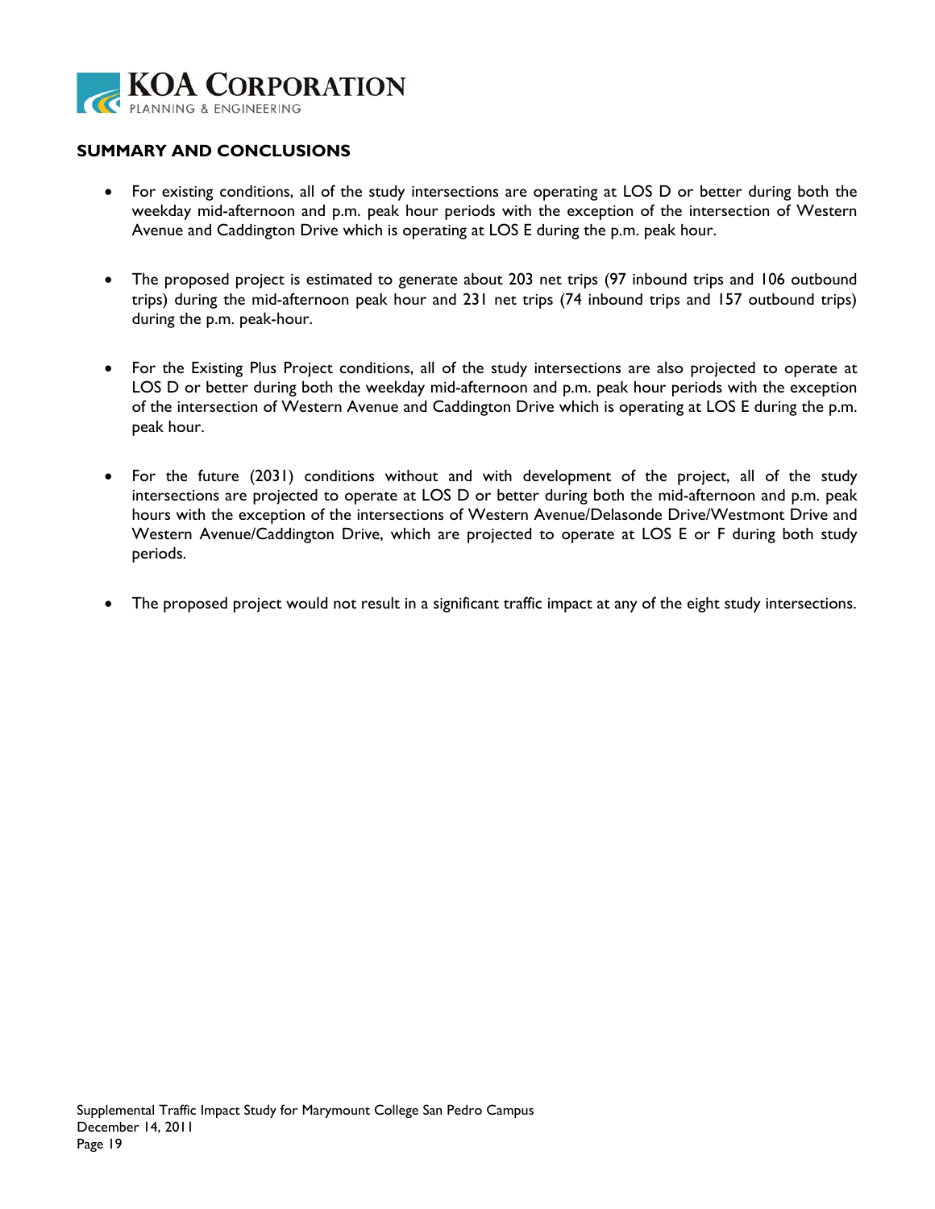## SUMMARY AND CONCLUSIONS

- For existing conditions, all of the study intersections are operating at LOS D or better during both the weekday mid-afternoon and p.m. peak hour periods with the exception of the intersection of Western Avenue and Caddington Drive which is operating at LOS E during the p.m. peak hour.
- The proposed project is estimated to generate about 203 net trips (97 inbound trips and 106 outbound trips) during the mid-afternoon peak hour and 231 net trips (74 inbound trips and 157 outbound trips) during the p.m. peak-hour.
- For the Existing Plus Project conditions, all of the study intersections are also projected to operate at LOS D or better during both the weekday mid-afternoon and p.m. peak hour periods with the exception of the intersection of Western Avenue and Caddington Drive which is operating at LOS E during the p.m. peak hour.
- For the future (2031) conditions without and with development of the project, all of the study intersections are projected to operate at LOS D or better during both the mid-afternoon and p.m. peak hours with the exception of the intersections of Western Avenue/Delasonde Drive/Westmont Drive and Western Avenue/Caddington Drive, which are projected to operate at LOS E or F during both study periods.
- The proposed project would not result in a significant traffic impact at any of the eight study intersections.